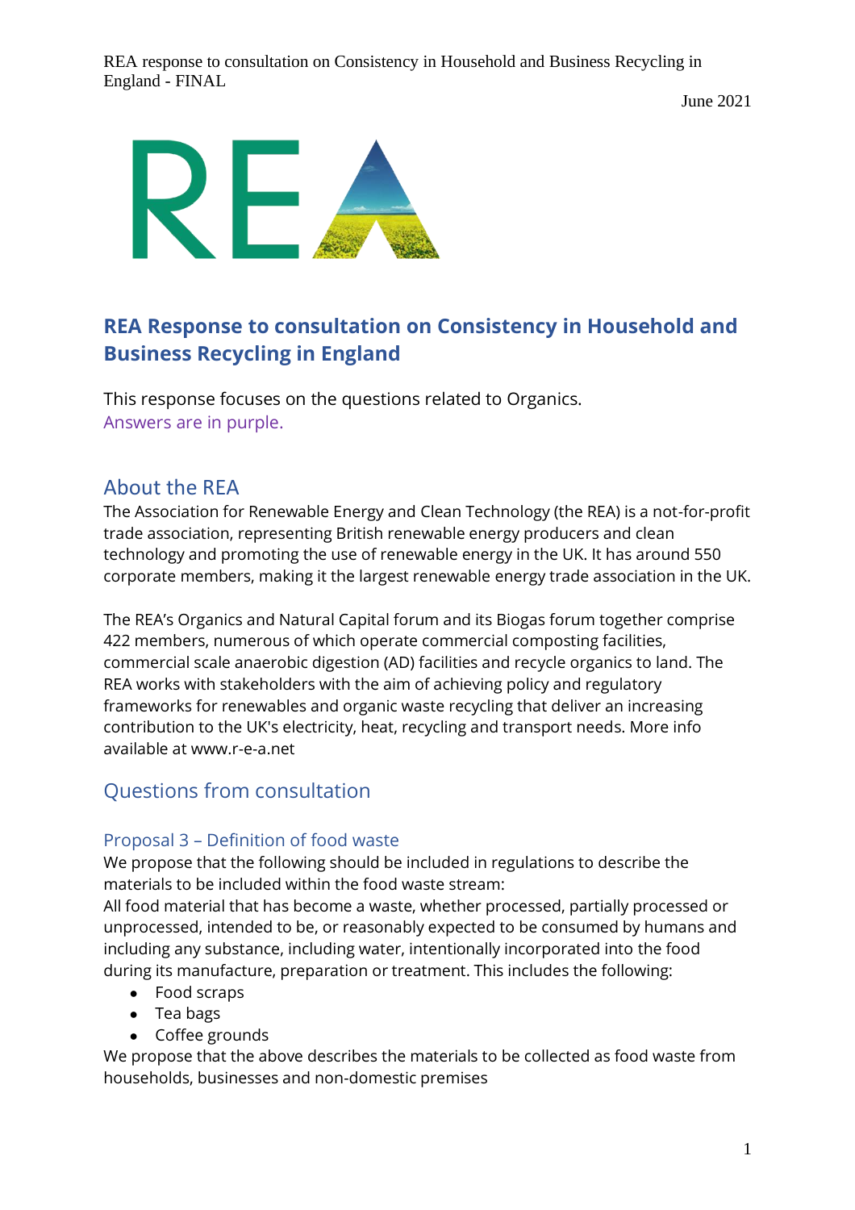# REA Response to consultation on Consistency in Household and Business Recycling in England

This response focuses on the questions related to Organics.
Answers are in purple.

## About the REA

The Association for Renewable Energy and Clean Technology (the REA) is a not-for-profit trade association, representing British renewable energy producers and clean technology and promoting the use of renewable energy in the UK. It has around 550 corporate members, making it the largest renewable energy trade association in the UK.

The REA's Organics and Natural Capital forum and its Biogas forum together comprise 422 members, numerous of which operate commercial composting facilities, commercial scale anaerobic digestion (AD) facilities and recycle organics to land. The REA works with stakeholders with the aim of achieving policy and regulatory frameworks for renewables and organic waste recycling that deliver an increasing contribution to the UK's electricity, heat, recycling and transport needs. More info available at www.r-e-a.net

## Questions from consultation

### Proposal 3 – Definition of food waste

We propose that the following should be included in regulations to describe the materials to be included within the food waste stream:
All food material that has become a waste, whether processed, partially processed or unprocessed, intended to be, or reasonably expected to be consumed by humans and including any substance, including water, intentionally incorporated into the food during its manufacture, preparation or treatment. This includes the following:

- Food scraps
- Tea bags
- Coffee grounds

We propose that the above describes the materials to be collected as food waste from households, businesses and non-domestic premises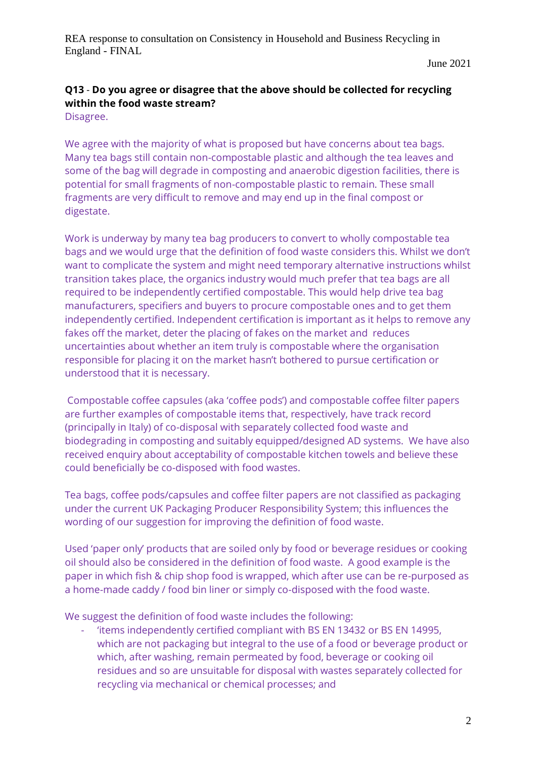**Q13** - **Do you agree or disagree that the above should be collected for recycling within the food waste stream?**

Disagree.

We agree with the majority of what is proposed but have concerns about tea bags. Many tea bags still contain non-compostable plastic and although the tea leaves and some of the bag will degrade in composting and anaerobic digestion facilities, there is potential for small fragments of non-compostable plastic to remain. These small fragments are very difficult to remove and may end up in the final compost or digestate.

Work is underway by many tea bag producers to convert to wholly compostable tea bags and we would urge that the definition of food waste considers this. Whilst we don't want to complicate the system and might need temporary alternative instructions whilst transition takes place, the organics industry would much prefer that tea bags are all required to be independently certified compostable. This would help drive tea bag manufacturers, specifiers and buyers to procure compostable ones and to get them independently certified. Independent certification is important as it helps to remove any fakes off the market, deter the placing of fakes on the market and reduces uncertainties about whether an item truly is compostable where the organisation responsible for placing it on the market hasn't bothered to pursue certification or understood that it is necessary.

Compostable coffee capsules (aka 'coffee pods') and compostable coffee filter papers are further examples of compostable items that, respectively, have track record (principally in Italy) of co-disposal with separately collected food waste and biodegrading in composting and suitably equipped/designed AD systems. We have also received enquiry about acceptability of compostable kitchen towels and believe these could beneficially be co-disposed with food wastes.

Tea bags, coffee pods/capsules and coffee filter papers are not classified as packaging under the current UK Packaging Producer Responsibility System; this influences the wording of our suggestion for improving the definition of food waste.

Used 'paper only' products that are soiled only by food or beverage residues or cooking oil should also be considered in the definition of food waste. A good example is the paper in which fish & chip shop food is wrapped, which after use can be re-purposed as a home-made caddy / food bin liner or simply co-disposed with the food waste.

We suggest the definition of food waste includes the following:

- 'items independently certified compliant with BS EN 13432 or BS EN 14995, which are not packaging but integral to the use of a food or beverage product or which, after washing, remain permeated by food, beverage or cooking oil residues and so are unsuitable for disposal with wastes separately collected for recycling via mechanical or chemical processes; and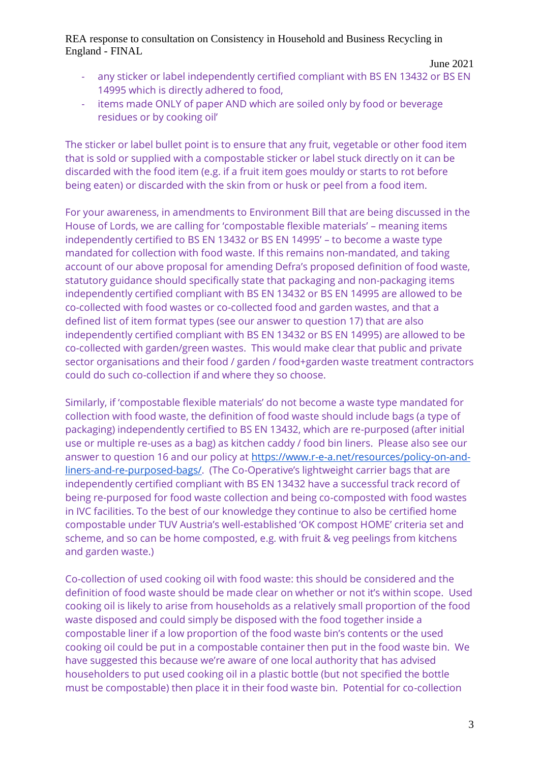- any sticker or label independently certified compliant with BS EN 13432 or BS EN 14995 which is directly adhered to food,
- items made ONLY of paper AND which are soiled only by food or beverage residues or by cooking oil'

The sticker or label bullet point is to ensure that any fruit, vegetable or other food item that is sold or supplied with a compostable sticker or label stuck directly on it can be discarded with the food item (e.g. if a fruit item goes mouldy or starts to rot before being eaten) or discarded with the skin from or husk or peel from a food item.

For your awareness, in amendments to Environment Bill that are being discussed in the House of Lords, we are calling for 'compostable flexible materials' – meaning items independently certified to BS EN 13432 or BS EN 14995' – to become a waste type mandated for collection with food waste. If this remains non-mandated, and taking account of our above proposal for amending Defra's proposed definition of food waste, statutory guidance should specifically state that packaging and non-packaging items independently certified compliant with BS EN 13432 or BS EN 14995 are allowed to be co-collected with food wastes or co-collected food and garden wastes, and that a defined list of item format types (see our answer to question 17) that are also independently certified compliant with BS EN 13432 or BS EN 14995) are allowed to be co-collected with garden/green wastes. This would make clear that public and private sector organisations and their food / garden / food+garden waste treatment contractors could do such co-collection if and where they so choose.

Similarly, if 'compostable flexible materials' do not become a waste type mandated for collection with food waste, the definition of food waste should include bags (a type of packaging) independently certified to BS EN 13432, which are re-purposed (after initial use or multiple re-uses as a bag) as kitchen caddy / food bin liners. Please also see our answer to question 16 and our policy at https://www.r-e-a.net/resources/policy-on-and-liners-and-re-purposed-bags/. (The Co-Operative's lightweight carrier bags that are independently certified compliant with BS EN 13432 have a successful track record of being re-purposed for food waste collection and being co-composted with food wastes in IVC facilities. To the best of our knowledge they continue to also be certified home compostable under TUV Austria's well-established 'OK compost HOME' criteria set and scheme, and so can be home composted, e.g. with fruit & veg peelings from kitchens and garden waste.)

Co-collection of used cooking oil with food waste: this should be considered and the definition of food waste should be made clear on whether or not it's within scope. Used cooking oil is likely to arise from households as a relatively small proportion of the food waste disposed and could simply be disposed with the food together inside a compostable liner if a low proportion of the food waste bin's contents or the used cooking oil could be put in a compostable container then put in the food waste bin. We have suggested this because we're aware of one local authority that has advised householders to put used cooking oil in a plastic bottle (but not specified the bottle must be compostable) then place it in their food waste bin. Potential for co-collection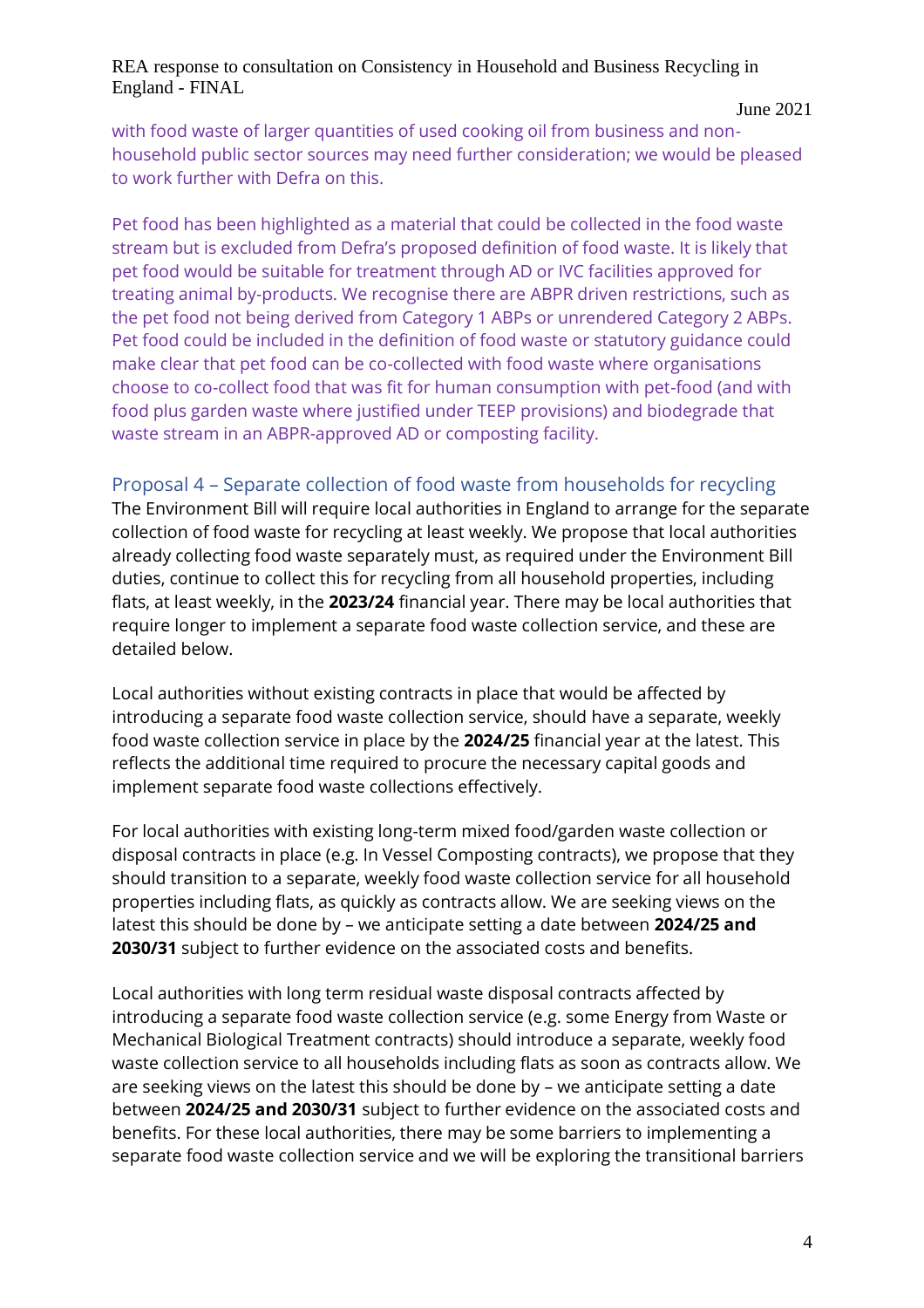with food waste of larger quantities of used cooking oil from business and non-household public sector sources may need further consideration; we would be pleased to work further with Defra on this.

Pet food has been highlighted as a material that could be collected in the food waste stream but is excluded from Defra's proposed definition of food waste. It is likely that pet food would be suitable for treatment through AD or IVC facilities approved for treating animal by-products. We recognise there are ABPR driven restrictions, such as the pet food not being derived from Category 1 ABPs or unrendered Category 2 ABPs. Pet food could be included in the definition of food waste or statutory guidance could make clear that pet food can be co-collected with food waste where organisations choose to co-collect food that was fit for human consumption with pet-food (and with food plus garden waste where justified under TEEP provisions) and biodegrade that waste stream in an ABPR-approved AD or composting facility.

## Proposal 4 – Separate collection of food waste from households for recycling

The Environment Bill will require local authorities in England to arrange for the separate collection of food waste for recycling at least weekly. We propose that local authorities already collecting food waste separately must, as required under the Environment Bill duties, continue to collect this for recycling from all household properties, including flats, at least weekly, in the **2023/24** financial year. There may be local authorities that require longer to implement a separate food waste collection service, and these are detailed below.

Local authorities without existing contracts in place that would be affected by introducing a separate food waste collection service, should have a separate, weekly food waste collection service in place by the **2024/25** financial year at the latest. This reflects the additional time required to procure the necessary capital goods and implement separate food waste collections effectively.

For local authorities with existing long-term mixed food/garden waste collection or disposal contracts in place (e.g. In Vessel Composting contracts), we propose that they should transition to a separate, weekly food waste collection service for all household properties including flats, as quickly as contracts allow. We are seeking views on the latest this should be done by – we anticipate setting a date between **2024/25 and 2030/31** subject to further evidence on the associated costs and benefits.

Local authorities with long term residual waste disposal contracts affected by introducing a separate food waste collection service (e.g. some Energy from Waste or Mechanical Biological Treatment contracts) should introduce a separate, weekly food waste collection service to all households including flats as soon as contracts allow. We are seeking views on the latest this should be done by – we anticipate setting a date between **2024/25 and 2030/31** subject to further evidence on the associated costs and benefits. For these local authorities, there may be some barriers to implementing a separate food waste collection service and we will be exploring the transitional barriers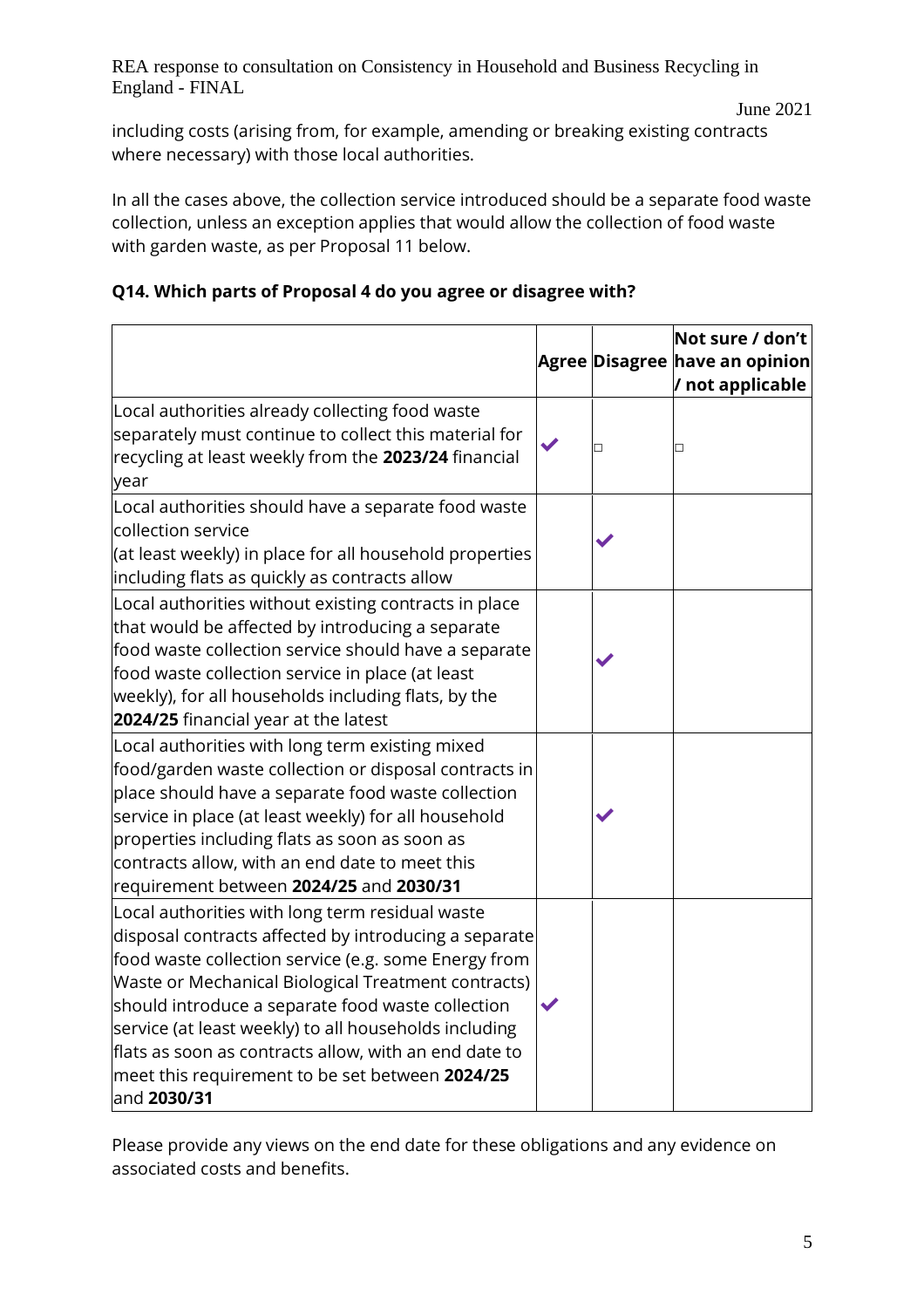including costs (arising from, for example, amending or breaking existing contracts where necessary) with those local authorities.

In all the cases above, the collection service introduced should be a separate food waste collection, unless an exception applies that would allow the collection of food waste with garden waste, as per Proposal 11 below.

**Q14. Which parts of Proposal 4 do you agree or disagree with?**

| | Agree | Disagree | Not sure / don't have an opinion / not applicable |
|---|---|---|---|
| Local authorities already collecting food waste separately must continue to collect this material for recycling at least weekly from the **2023/24** financial year | ✔ | ☐ | ☐ |
| Local authorities should have a separate food waste collection service (at least weekly) in place for all household properties including flats as quickly as contracts allow | | ✔ | |
| Local authorities without existing contracts in place that would be affected by introducing a separate food waste collection service should have a separate food waste collection service in place (at least weekly), for all households including flats, by the **2024/25** financial year at the latest | | ✔ | |
| Local authorities with long term existing mixed food/garden waste collection or disposal contracts in place should have a separate food waste collection service in place (at least weekly) for all household properties including flats as soon as soon as contracts allow, with an end date to meet this requirement between **2024/25** and **2030/31** | | ✔ | |
| Local authorities with long term residual waste disposal contracts affected by introducing a separate food waste collection service (e.g. some Energy from Waste or Mechanical Biological Treatment contracts) should introduce a separate food waste collection service (at least weekly) to all households including flats as soon as contracts allow, with an end date to meet this requirement to be set between **2024/25** and **2030/31** | ✔ | | |

Please provide any views on the end date for these obligations and any evidence on associated costs and benefits.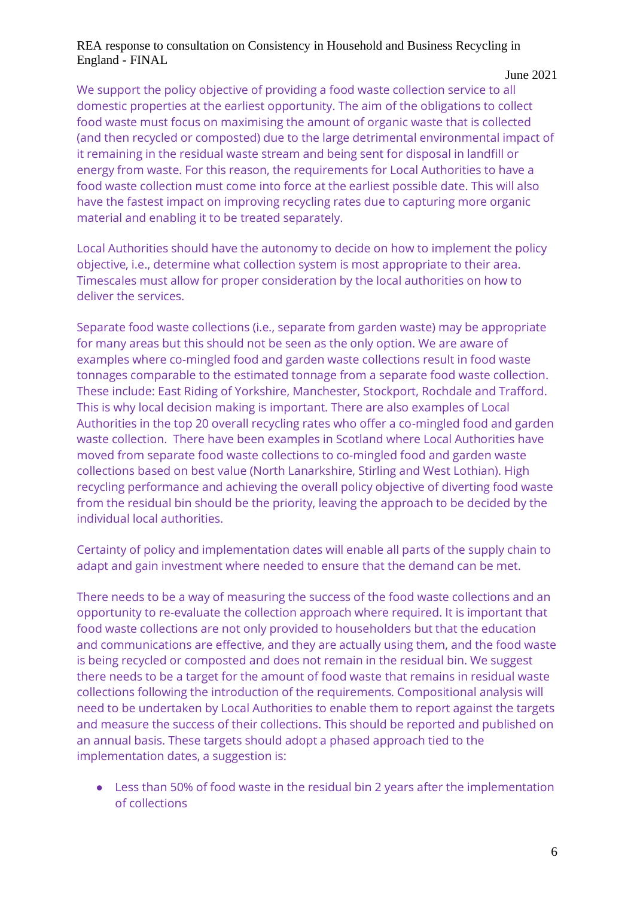We support the policy objective of providing a food waste collection service to all domestic properties at the earliest opportunity. The aim of the obligations to collect food waste must focus on maximising the amount of organic waste that is collected (and then recycled or composted) due to the large detrimental environmental impact of it remaining in the residual waste stream and being sent for disposal in landfill or energy from waste. For this reason, the requirements for Local Authorities to have a food waste collection must come into force at the earliest possible date. This will also have the fastest impact on improving recycling rates due to capturing more organic material and enabling it to be treated separately.

Local Authorities should have the autonomy to decide on how to implement the policy objective, i.e., determine what collection system is most appropriate to their area. Timescales must allow for proper consideration by the local authorities on how to deliver the services.

Separate food waste collections (i.e., separate from garden waste) may be appropriate for many areas but this should not be seen as the only option. We are aware of examples where co-mingled food and garden waste collections result in food waste tonnages comparable to the estimated tonnage from a separate food waste collection. These include: East Riding of Yorkshire, Manchester, Stockport, Rochdale and Trafford. This is why local decision making is important. There are also examples of Local Authorities in the top 20 overall recycling rates who offer a co-mingled food and garden waste collection. There have been examples in Scotland where Local Authorities have moved from separate food waste collections to co-mingled food and garden waste collections based on best value (North Lanarkshire, Stirling and West Lothian). High recycling performance and achieving the overall policy objective of diverting food waste from the residual bin should be the priority, leaving the approach to be decided by the individual local authorities.

Certainty of policy and implementation dates will enable all parts of the supply chain to adapt and gain investment where needed to ensure that the demand can be met.

There needs to be a way of measuring the success of the food waste collections and an opportunity to re-evaluate the collection approach where required. It is important that food waste collections are not only provided to householders but that the education and communications are effective, and they are actually using them, and the food waste is being recycled or composted and does not remain in the residual bin. We suggest there needs to be a target for the amount of food waste that remains in residual waste collections following the introduction of the requirements. Compositional analysis will need to be undertaken by Local Authorities to enable them to report against the targets and measure the success of their collections. This should be reported and published on an annual basis. These targets should adopt a phased approach tied to the implementation dates, a suggestion is:

- Less than 50% of food waste in the residual bin 2 years after the implementation of collections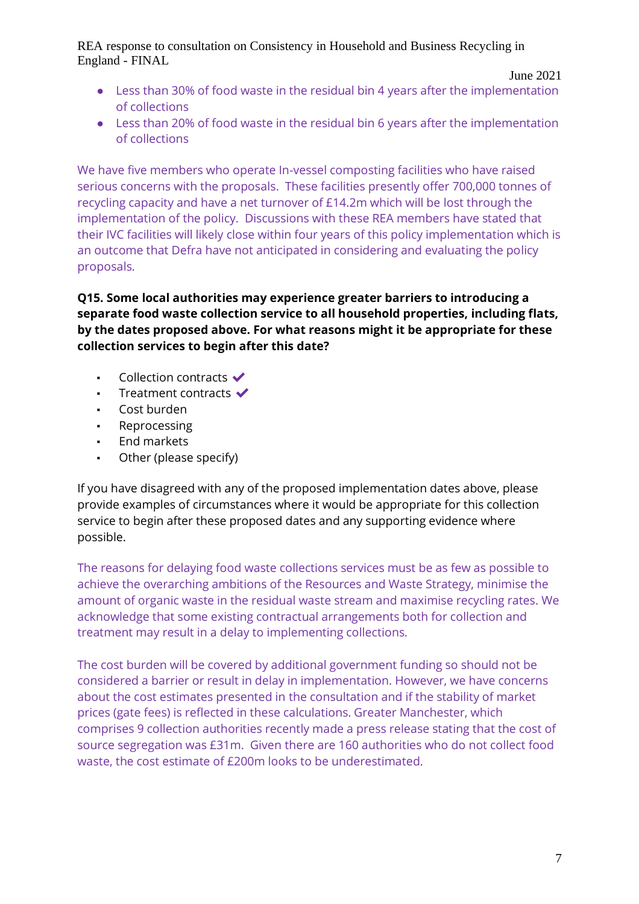- Less than 30% of food waste in the residual bin 4 years after the implementation of collections
- Less than 20% of food waste in the residual bin 6 years after the implementation of collections

We have five members who operate In-vessel composting facilities who have raised serious concerns with the proposals. These facilities presently offer 700,000 tonnes of recycling capacity and have a net turnover of £14.2m which will be lost through the implementation of the policy. Discussions with these REA members have stated that their IVC facilities will likely close within four years of this policy implementation which is an outcome that Defra have not anticipated in considering and evaluating the policy proposals.

**Q15. Some local authorities may experience greater barriers to introducing a separate food waste collection service to all household properties, including flats, by the dates proposed above. For what reasons might it be appropriate for these collection services to begin after this date?**

- Collection contracts ✔
- Treatment contracts ✔
- Cost burden
- Reprocessing
- End markets
- Other (please specify)

If you have disagreed with any of the proposed implementation dates above, please provide examples of circumstances where it would be appropriate for this collection service to begin after these proposed dates and any supporting evidence where possible.

The reasons for delaying food waste collections services must be as few as possible to achieve the overarching ambitions of the Resources and Waste Strategy, minimise the amount of organic waste in the residual waste stream and maximise recycling rates. We acknowledge that some existing contractual arrangements both for collection and treatment may result in a delay to implementing collections.

The cost burden will be covered by additional government funding so should not be considered a barrier or result in delay in implementation. However, we have concerns about the cost estimates presented in the consultation and if the stability of market prices (gate fees) is reflected in these calculations. Greater Manchester, which comprises 9 collection authorities recently made a press release stating that the cost of source segregation was £31m. Given there are 160 authorities who do not collect food waste, the cost estimate of £200m looks to be underestimated.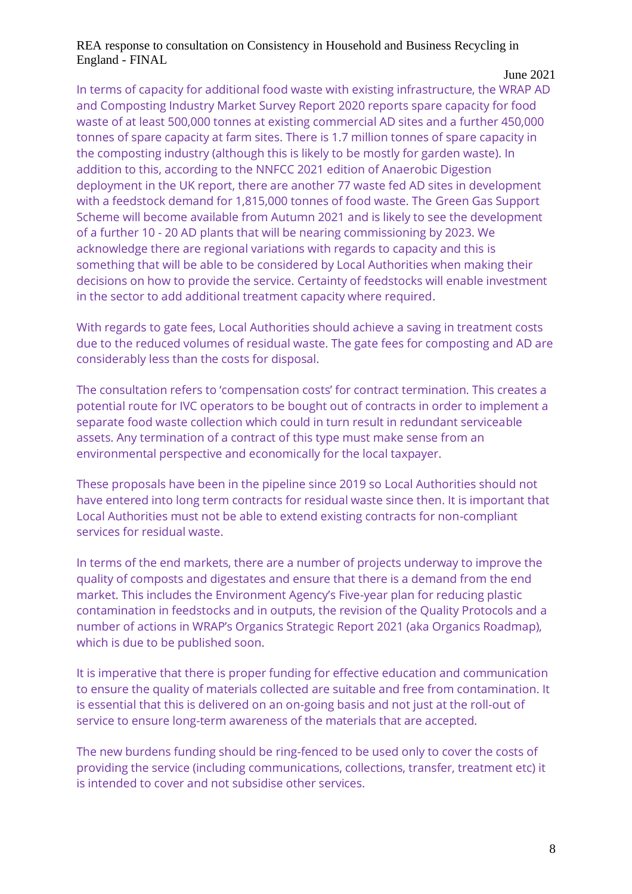In terms of capacity for additional food waste with existing infrastructure, the WRAP AD and Composting Industry Market Survey Report 2020 reports spare capacity for food waste of at least 500,000 tonnes at existing commercial AD sites and a further 450,000 tonnes of spare capacity at farm sites. There is 1.7 million tonnes of spare capacity in the composting industry (although this is likely to be mostly for garden waste). In addition to this, according to the NNFCC 2021 edition of Anaerobic Digestion deployment in the UK report, there are another 77 waste fed AD sites in development with a feedstock demand for 1,815,000 tonnes of food waste. The Green Gas Support Scheme will become available from Autumn 2021 and is likely to see the development of a further 10 - 20 AD plants that will be nearing commissioning by 2023. We acknowledge there are regional variations with regards to capacity and this is something that will be able to be considered by Local Authorities when making their decisions on how to provide the service. Certainty of feedstocks will enable investment in the sector to add additional treatment capacity where required.

With regards to gate fees, Local Authorities should achieve a saving in treatment costs due to the reduced volumes of residual waste. The gate fees for composting and AD are considerably less than the costs for disposal.

The consultation refers to 'compensation costs' for contract termination. This creates a potential route for IVC operators to be bought out of contracts in order to implement a separate food waste collection which could in turn result in redundant serviceable assets. Any termination of a contract of this type must make sense from an environmental perspective and economically for the local taxpayer.

These proposals have been in the pipeline since 2019 so Local Authorities should not have entered into long term contracts for residual waste since then. It is important that Local Authorities must not be able to extend existing contracts for non-compliant services for residual waste.

In terms of the end markets, there are a number of projects underway to improve the quality of composts and digestates and ensure that there is a demand from the end market. This includes the Environment Agency's Five-year plan for reducing plastic contamination in feedstocks and in outputs, the revision of the Quality Protocols and a number of actions in WRAP's Organics Strategic Report 2021 (aka Organics Roadmap), which is due to be published soon.

It is imperative that there is proper funding for effective education and communication to ensure the quality of materials collected are suitable and free from contamination. It is essential that this is delivered on an on-going basis and not just at the roll-out of service to ensure long-term awareness of the materials that are accepted.

The new burdens funding should be ring-fenced to be used only to cover the costs of providing the service (including communications, collections, transfer, treatment etc) it is intended to cover and not subsidise other services.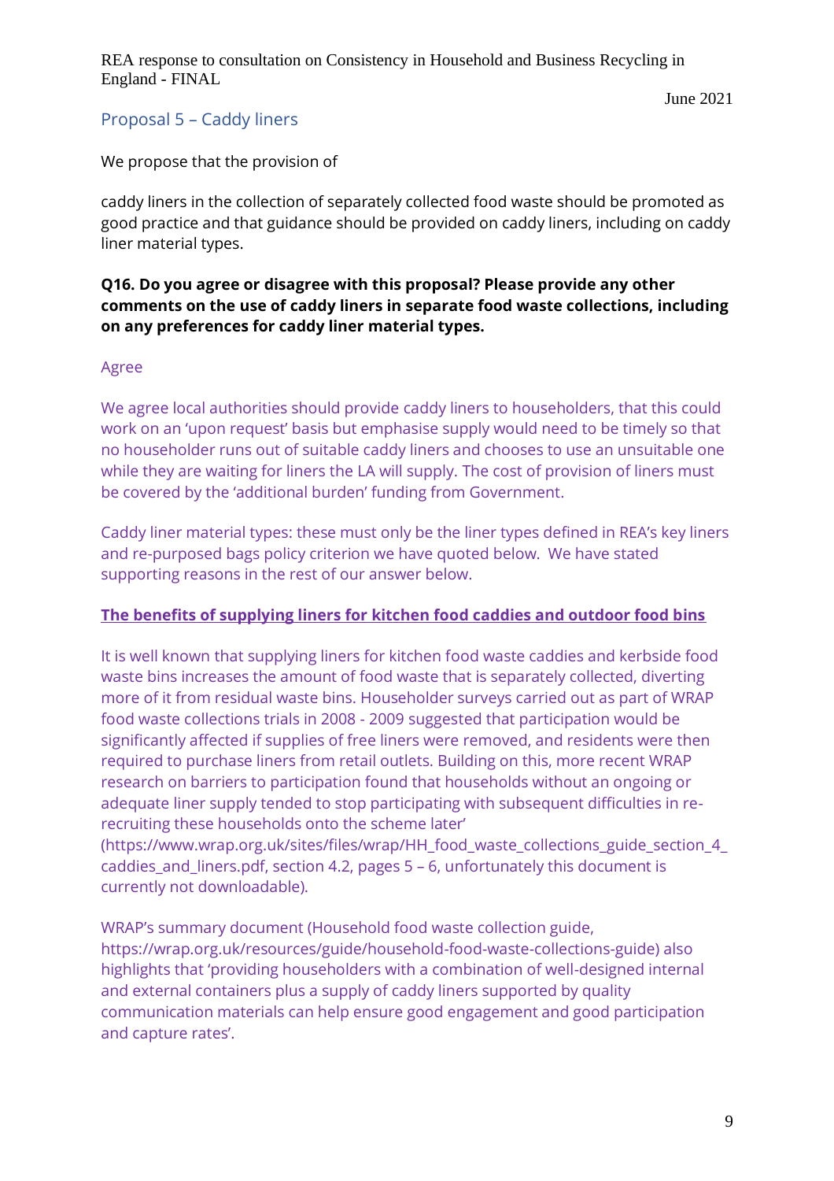## Proposal 5 – Caddy liners

We propose that the provision of

caddy liners in the collection of separately collected food waste should be promoted as good practice and that guidance should be provided on caddy liners, including on caddy liner material types.

**Q16. Do you agree or disagree with this proposal? Please provide any other comments on the use of caddy liners in separate food waste collections, including on any preferences for caddy liner material types.**

Agree

We agree local authorities should provide caddy liners to householders, that this could work on an 'upon request' basis but emphasise supply would need to be timely so that no householder runs out of suitable caddy liners and chooses to use an unsuitable one while they are waiting for liners the LA will supply. The cost of provision of liners must be covered by the 'additional burden' funding from Government.

Caddy liner material types: these must only be the liner types defined in REA's key liners and re-purposed bags policy criterion we have quoted below. We have stated supporting reasons in the rest of our answer below.

**The benefits of supplying liners for kitchen food caddies and outdoor food bins**

It is well known that supplying liners for kitchen food waste caddies and kerbside food waste bins increases the amount of food waste that is separately collected, diverting more of it from residual waste bins. Householder surveys carried out as part of WRAP food waste collections trials in 2008 - 2009 suggested that participation would be significantly affected if supplies of free liners were removed, and residents were then required to purchase liners from retail outlets. Building on this, more recent WRAP research on barriers to participation found that households without an ongoing or adequate liner supply tended to stop participating with subsequent difficulties in re-recruiting these households onto the scheme later' (https://www.wrap.org.uk/sites/files/wrap/HH_food_waste_collections_guide_section_4_caddies_and_liners.pdf, section 4.2, pages 5 – 6, unfortunately this document is currently not downloadable).

WRAP's summary document (Household food waste collection guide, https://wrap.org.uk/resources/guide/household-food-waste-collections-guide) also highlights that 'providing householders with a combination of well-designed internal and external containers plus a supply of caddy liners supported by quality communication materials can help ensure good engagement and good participation and capture rates'.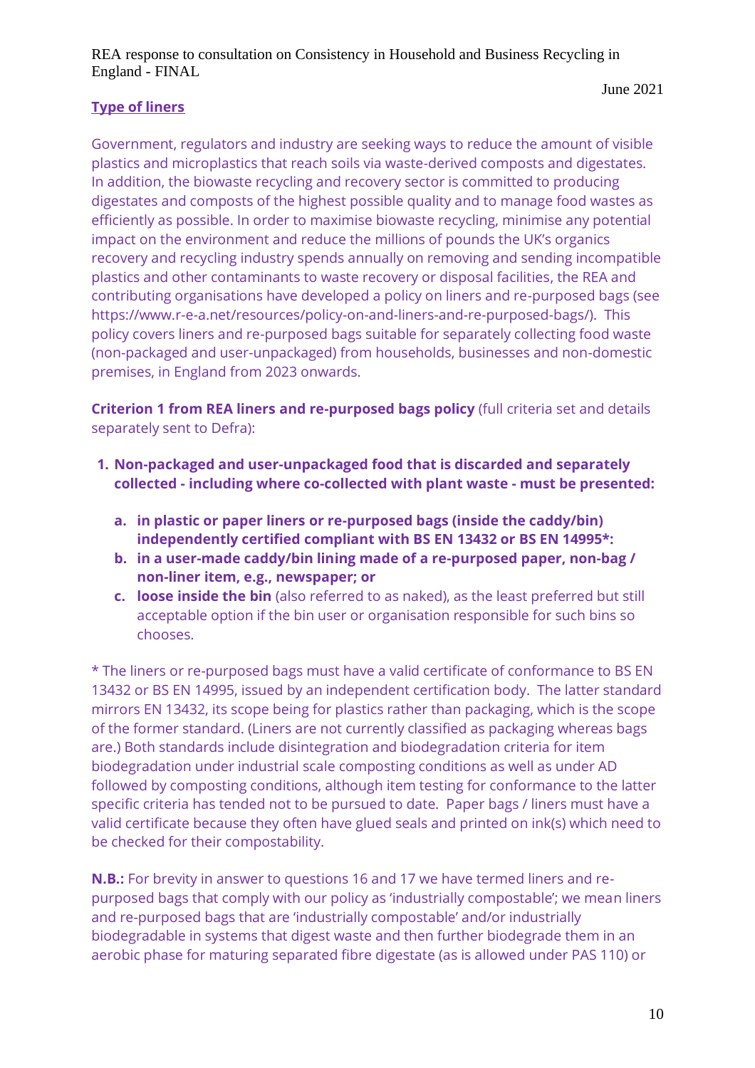**Type of liners**

Government, regulators and industry are seeking ways to reduce the amount of visible plastics and microplastics that reach soils via waste-derived composts and digestates. In addition, the biowaste recycling and recovery sector is committed to producing digestates and composts of the highest possible quality and to manage food wastes as efficiently as possible. In order to maximise biowaste recycling, minimise any potential impact on the environment and reduce the millions of pounds the UK's organics recovery and recycling industry spends annually on removing and sending incompatible plastics and other contaminants to waste recovery or disposal facilities, the REA and contributing organisations have developed a policy on liners and re-purposed bags (see https://www.r-e-a.net/resources/policy-on-and-liners-and-re-purposed-bags/). This policy covers liners and re-purposed bags suitable for separately collecting food waste (non-packaged and user-unpackaged) from households, businesses and non-domestic premises, in England from 2023 onwards.

**Criterion 1 from REA liners and re-purposed bags policy** (full criteria set and details separately sent to Defra):

1. **Non-packaged and user-unpackaged food that is discarded and separately collected - including where co-collected with plant waste - must be presented:**
   a. **in plastic or paper liners or re-purposed bags (inside the caddy/bin) independently certified compliant with BS EN 13432 or BS EN 14995*:**
   b. **in a user-made caddy/bin lining made of a re-purposed paper, non-bag / non-liner item, e.g., newspaper; or**
   c. **loose inside the bin** (also referred to as naked), as the least preferred but still acceptable option if the bin user or organisation responsible for such bins so chooses.

* The liners or re-purposed bags must have a valid certificate of conformance to BS EN 13432 or BS EN 14995, issued by an independent certification body. The latter standard mirrors EN 13432, its scope being for plastics rather than packaging, which is the scope of the former standard. (Liners are not currently classified as packaging whereas bags are.) Both standards include disintegration and biodegradation criteria for item biodegradation under industrial scale composting conditions as well as under AD followed by composting conditions, although item testing for conformance to the latter specific criteria has tended not to be pursued to date. Paper bags / liners must have a valid certificate because they often have glued seals and printed on ink(s) which need to be checked for their compostability.

**N.B.:** For brevity in answer to questions 16 and 17 we have termed liners and re-purposed bags that comply with our policy as 'industrially compostable'; we mean liners and re-purposed bags that are 'industrially compostable' and/or industrially biodegradable in systems that digest waste and then further biodegrade them in an aerobic phase for maturing separated fibre digestate (as is allowed under PAS 110) or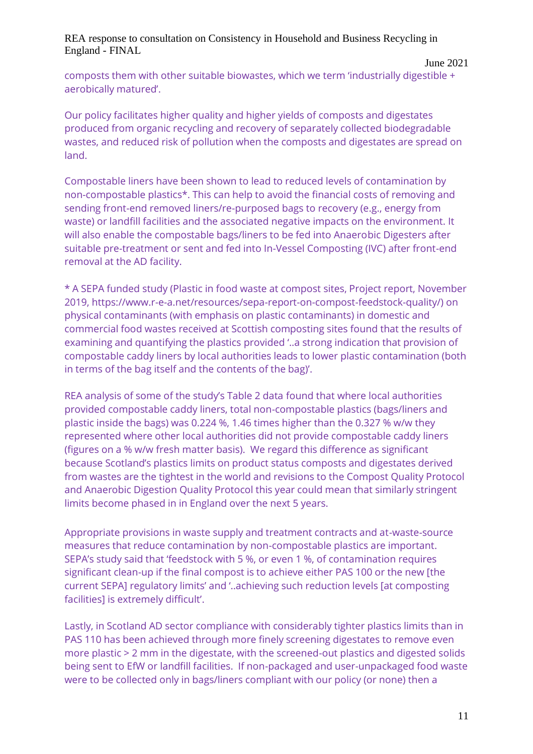composts them with other suitable biowastes, which we term 'industrially digestible + aerobically matured'.

Our policy facilitates higher quality and higher yields of composts and digestates produced from organic recycling and recovery of separately collected biodegradable wastes, and reduced risk of pollution when the composts and digestates are spread on land.

Compostable liners have been shown to lead to reduced levels of contamination by non-compostable plastics*. This can help to avoid the financial costs of removing and sending front-end removed liners/re-purposed bags to recovery (e.g., energy from waste) or landfill facilities and the associated negative impacts on the environment. It will also enable the compostable bags/liners to be fed into Anaerobic Digesters after suitable pre-treatment or sent and fed into In-Vessel Composting (IVC) after front-end removal at the AD facility.

* A SEPA funded study (Plastic in food waste at compost sites, Project report, November 2019, https://www.r-e-a.net/resources/sepa-report-on-compost-feedstock-quality/) on physical contaminants (with emphasis on plastic contaminants) in domestic and commercial food wastes received at Scottish composting sites found that the results of examining and quantifying the plastics provided '..a strong indication that provision of compostable caddy liners by local authorities leads to lower plastic contamination (both in terms of the bag itself and the contents of the bag)'.

REA analysis of some of the study's Table 2 data found that where local authorities provided compostable caddy liners, total non-compostable plastics (bags/liners and plastic inside the bags) was 0.224 %, 1.46 times higher than the 0.327 % w/w they represented where other local authorities did not provide compostable caddy liners (figures on a % w/w fresh matter basis). We regard this difference as significant because Scotland's plastics limits on product status composts and digestates derived from wastes are the tightest in the world and revisions to the Compost Quality Protocol and Anaerobic Digestion Quality Protocol this year could mean that similarly stringent limits become phased in in England over the next 5 years.

Appropriate provisions in waste supply and treatment contracts and at-waste-source measures that reduce contamination by non-compostable plastics are important. SEPA's study said that 'feedstock with 5 %, or even 1 %, of contamination requires significant clean-up if the final compost is to achieve either PAS 100 or the new [the current SEPA] regulatory limits' and '..achieving such reduction levels [at composting facilities] is extremely difficult'.

Lastly, in Scotland AD sector compliance with considerably tighter plastics limits than in PAS 110 has been achieved through more finely screening digestates to remove even more plastic > 2 mm in the digestate, with the screened-out plastics and digested solids being sent to EfW or landfill facilities. If non-packaged and user-unpackaged food waste were to be collected only in bags/liners compliant with our policy (or none) then a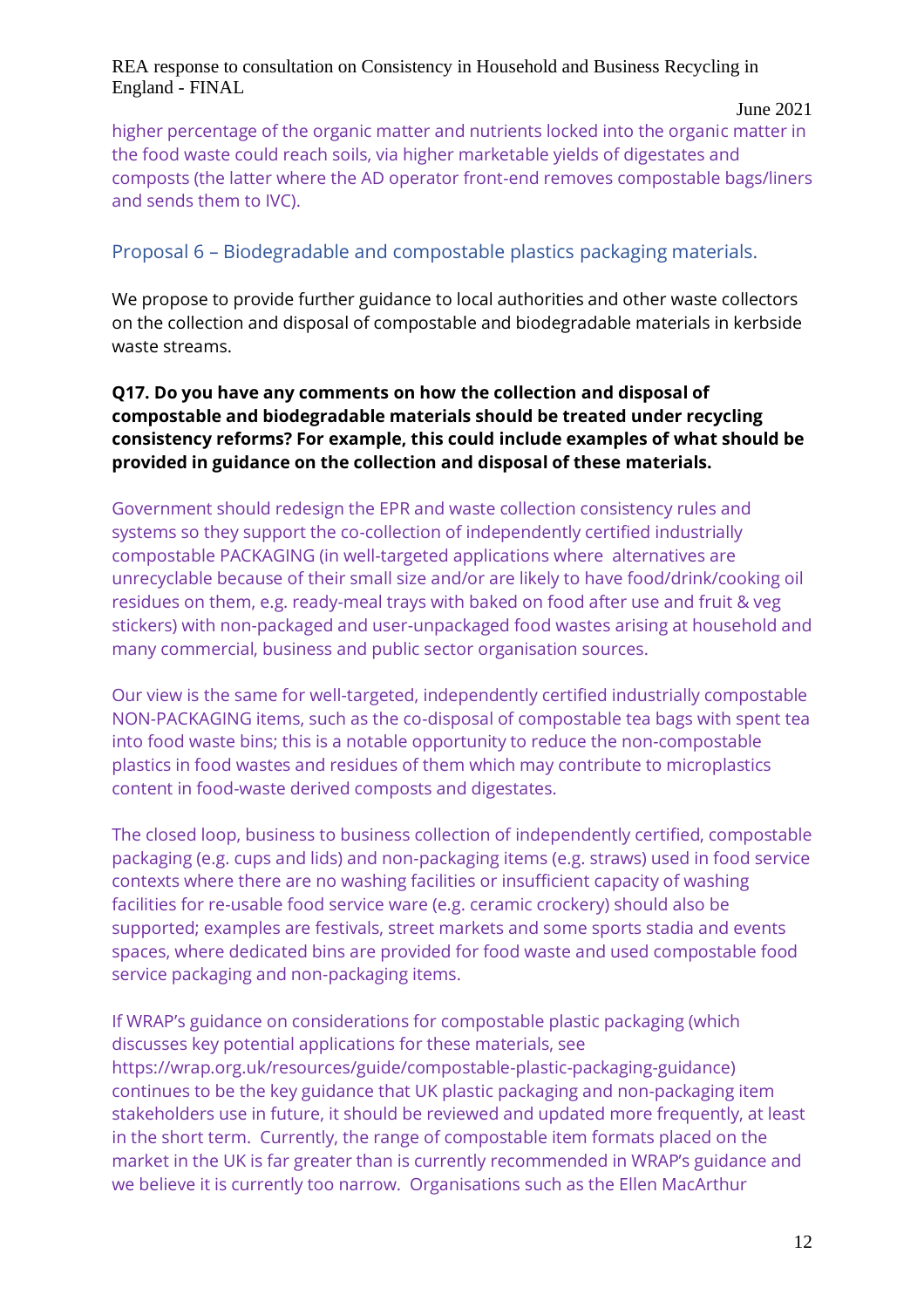higher percentage of the organic matter and nutrients locked into the organic matter in the food waste could reach soils, via higher marketable yields of digestates and composts (the latter where the AD operator front-end removes compostable bags/liners and sends them to IVC).

## Proposal 6 – Biodegradable and compostable plastics packaging materials.

We propose to provide further guidance to local authorities and other waste collectors on the collection and disposal of compostable and biodegradable materials in kerbside waste streams.

**Q17. Do you have any comments on how the collection and disposal of compostable and biodegradable materials should be treated under recycling consistency reforms? For example, this could include examples of what should be provided in guidance on the collection and disposal of these materials.**

Government should redesign the EPR and waste collection consistency rules and systems so they support the co-collection of independently certified industrially compostable PACKAGING (in well-targeted applications where alternatives are unrecyclable because of their small size and/or are likely to have food/drink/cooking oil residues on them, e.g. ready-meal trays with baked on food after use and fruit & veg stickers) with non-packaged and user-unpackaged food wastes arising at household and many commercial, business and public sector organisation sources.

Our view is the same for well-targeted, independently certified industrially compostable NON-PACKAGING items, such as the co-disposal of compostable tea bags with spent tea into food waste bins; this is a notable opportunity to reduce the non-compostable plastics in food wastes and residues of them which may contribute to microplastics content in food-waste derived composts and digestates.

The closed loop, business to business collection of independently certified, compostable packaging (e.g. cups and lids) and non-packaging items (e.g. straws) used in food service contexts where there are no washing facilities or insufficient capacity of washing facilities for re-usable food service ware (e.g. ceramic crockery) should also be supported; examples are festivals, street markets and some sports stadia and events spaces, where dedicated bins are provided for food waste and used compostable food service packaging and non-packaging items.

If WRAP's guidance on considerations for compostable plastic packaging (which discusses key potential applications for these materials, see https://wrap.org.uk/resources/guide/compostable-plastic-packaging-guidance) continues to be the key guidance that UK plastic packaging and non-packaging item stakeholders use in future, it should be reviewed and updated more frequently, at least in the short term. Currently, the range of compostable item formats placed on the market in the UK is far greater than is currently recommended in WRAP's guidance and we believe it is currently too narrow. Organisations such as the Ellen MacArthur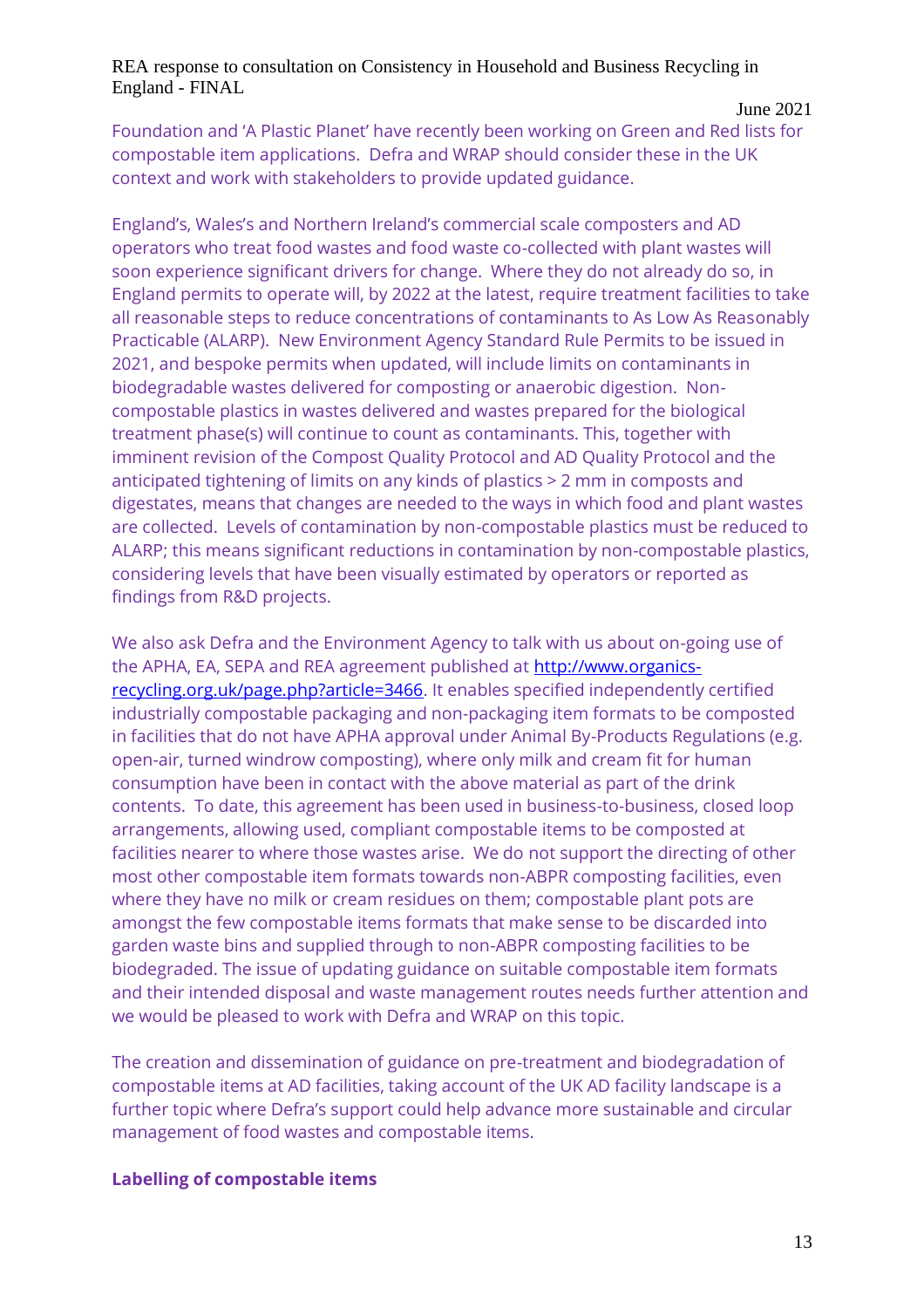Foundation and 'A Plastic Planet' have recently been working on Green and Red lists for compostable item applications. Defra and WRAP should consider these in the UK context and work with stakeholders to provide updated guidance.

England's, Wales's and Northern Ireland's commercial scale composters and AD operators who treat food wastes and food waste co-collected with plant wastes will soon experience significant drivers for change. Where they do not already do so, in England permits to operate will, by 2022 at the latest, require treatment facilities to take all reasonable steps to reduce concentrations of contaminants to As Low As Reasonably Practicable (ALARP). New Environment Agency Standard Rule Permits to be issued in 2021, and bespoke permits when updated, will include limits on contaminants in biodegradable wastes delivered for composting or anaerobic digestion. Non-compostable plastics in wastes delivered and wastes prepared for the biological treatment phase(s) will continue to count as contaminants. This, together with imminent revision of the Compost Quality Protocol and AD Quality Protocol and the anticipated tightening of limits on any kinds of plastics > 2 mm in composts and digestates, means that changes are needed to the ways in which food and plant wastes are collected. Levels of contamination by non-compostable plastics must be reduced to ALARP; this means significant reductions in contamination by non-compostable plastics, considering levels that have been visually estimated by operators or reported as findings from R&D projects.

We also ask Defra and the Environment Agency to talk with us about on-going use of the APHA, EA, SEPA and REA agreement published at [http://www.organics-recycling.org.uk/page.php?article=3466](http://www.organics-recycling.org.uk/page.php?article=3466). It enables specified independently certified industrially compostable packaging and non-packaging item formats to be composted in facilities that do not have APHA approval under Animal By-Products Regulations (e.g. open-air, turned windrow composting), where only milk and cream fit for human consumption have been in contact with the above material as part of the drink contents. To date, this agreement has been used in business-to-business, closed loop arrangements, allowing used, compliant compostable items to be composted at facilities nearer to where those wastes arise. We do not support the directing of other most other compostable item formats towards non-ABPR composting facilities, even where they have no milk or cream residues on them; compostable plant pots are amongst the few compostable items formats that make sense to be discarded into garden waste bins and supplied through to non-ABPR composting facilities to be biodegraded. The issue of updating guidance on suitable compostable item formats and their intended disposal and waste management routes needs further attention and we would be pleased to work with Defra and WRAP on this topic.

The creation and dissemination of guidance on pre-treatment and biodegradation of compostable items at AD facilities, taking account of the UK AD facility landscape is a further topic where Defra's support could help advance more sustainable and circular management of food wastes and compostable items.

**Labelling of compostable items**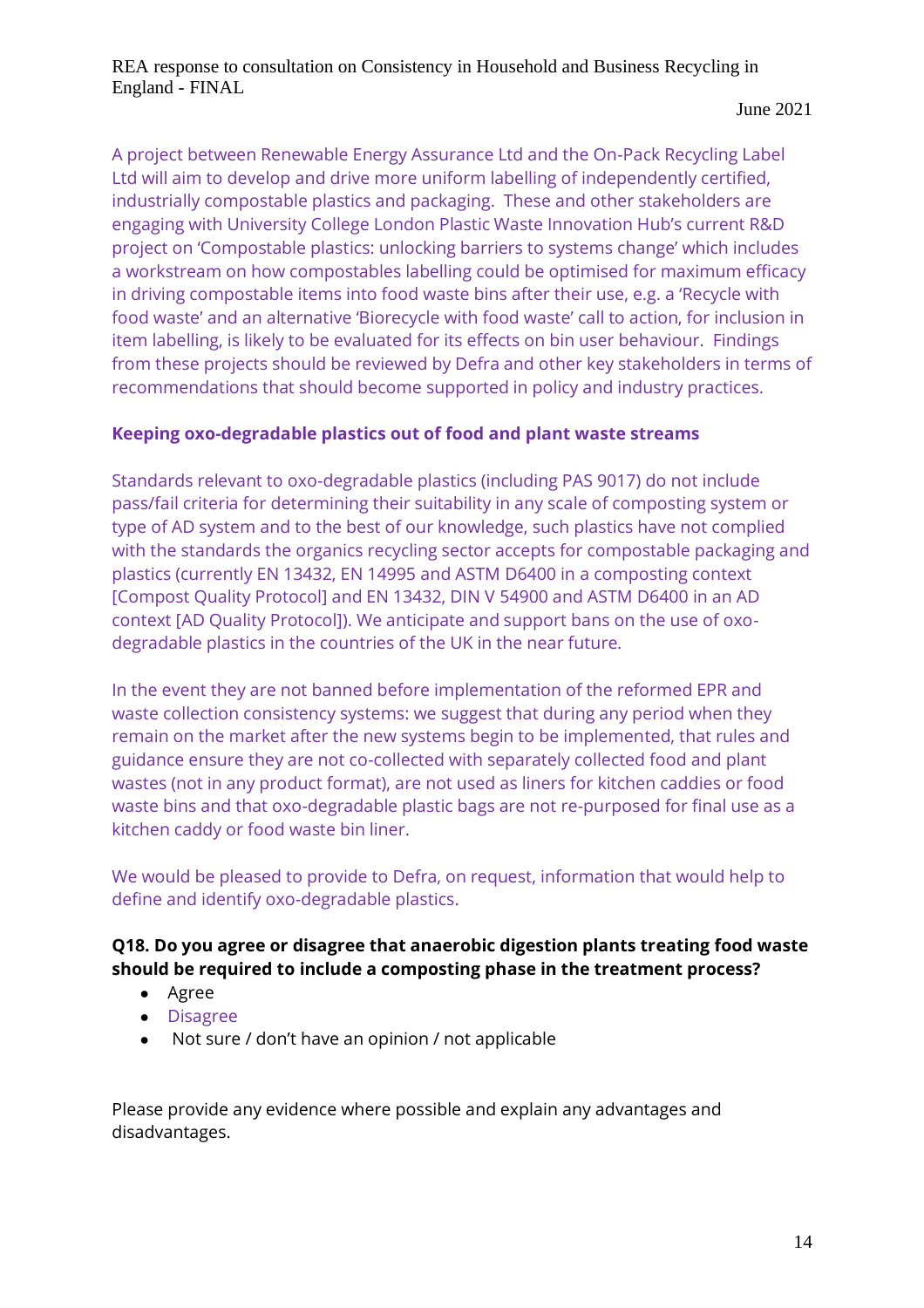A project between Renewable Energy Assurance Ltd and the On-Pack Recycling Label Ltd will aim to develop and drive more uniform labelling of independently certified, industrially compostable plastics and packaging. These and other stakeholders are engaging with University College London Plastic Waste Innovation Hub's current R&D project on 'Compostable plastics: unlocking barriers to systems change' which includes a workstream on how compostables labelling could be optimised for maximum efficacy in driving compostable items into food waste bins after their use, e.g. a 'Recycle with food waste' and an alternative 'Biorecycle with food waste' call to action, for inclusion in item labelling, is likely to be evaluated for its effects on bin user behaviour. Findings from these projects should be reviewed by Defra and other key stakeholders in terms of recommendations that should become supported in policy and industry practices.

**Keeping oxo-degradable plastics out of food and plant waste streams**

Standards relevant to oxo-degradable plastics (including PAS 9017) do not include pass/fail criteria for determining their suitability in any scale of composting system or type of AD system and to the best of our knowledge, such plastics have not complied with the standards the organics recycling sector accepts for compostable packaging and plastics (currently EN 13432, EN 14995 and ASTM D6400 in a composting context [Compost Quality Protocol] and EN 13432, DIN V 54900 and ASTM D6400 in an AD context [AD Quality Protocol]). We anticipate and support bans on the use of oxo-degradable plastics in the countries of the UK in the near future.

In the event they are not banned before implementation of the reformed EPR and waste collection consistency systems: we suggest that during any period when they remain on the market after the new systems begin to be implemented, that rules and guidance ensure they are not co-collected with separately collected food and plant wastes (not in any product format), are not used as liners for kitchen caddies or food waste bins and that oxo-degradable plastic bags are not re-purposed for final use as a kitchen caddy or food waste bin liner.

We would be pleased to provide to Defra, on request, information that would help to define and identify oxo-degradable plastics.

**Q18. Do you agree or disagree that anaerobic digestion plants treating food waste should be required to include a composting phase in the treatment process?**

- Agree
- Disagree
- Not sure / don't have an opinion / not applicable

Please provide any evidence where possible and explain any advantages and disadvantages.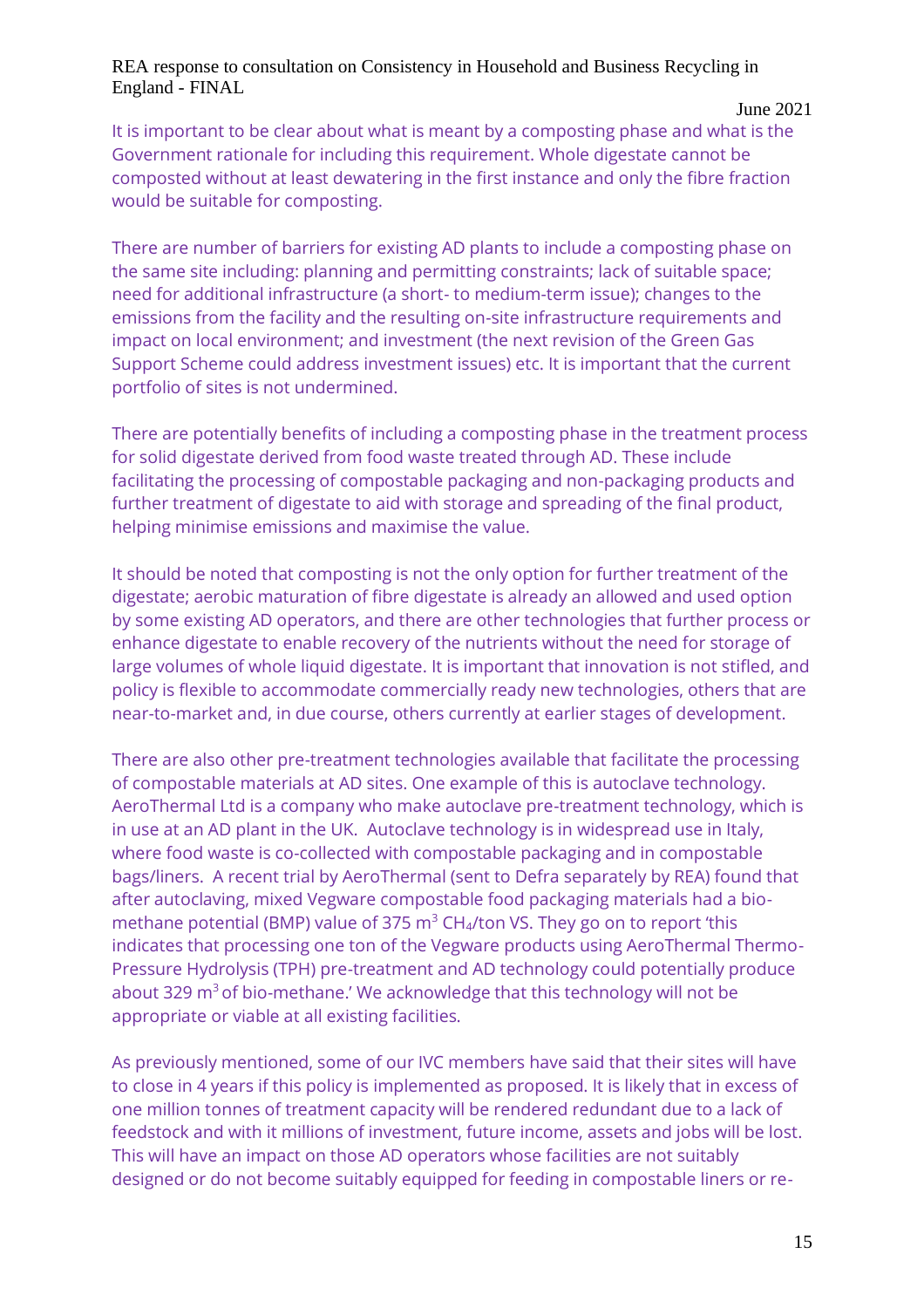It is important to be clear about what is meant by a composting phase and what is the Government rationale for including this requirement. Whole digestate cannot be composted without at least dewatering in the first instance and only the fibre fraction would be suitable for composting.

There are number of barriers for existing AD plants to include a composting phase on the same site including: planning and permitting constraints; lack of suitable space; need for additional infrastructure (a short- to medium-term issue); changes to the emissions from the facility and the resulting on-site infrastructure requirements and impact on local environment; and investment (the next revision of the Green Gas Support Scheme could address investment issues) etc. It is important that the current portfolio of sites is not undermined.

There are potentially benefits of including a composting phase in the treatment process for solid digestate derived from food waste treated through AD. These include facilitating the processing of compostable packaging and non-packaging products and further treatment of digestate to aid with storage and spreading of the final product, helping minimise emissions and maximise the value.

It should be noted that composting is not the only option for further treatment of the digestate; aerobic maturation of fibre digestate is already an allowed and used option by some existing AD operators, and there are other technologies that further process or enhance digestate to enable recovery of the nutrients without the need for storage of large volumes of whole liquid digestate. It is important that innovation is not stifled, and policy is flexible to accommodate commercially ready new technologies, others that are near-to-market and, in due course, others currently at earlier stages of development.

There are also other pre-treatment technologies available that facilitate the processing of compostable materials at AD sites. One example of this is autoclave technology. AeroThermal Ltd is a company who make autoclave pre-treatment technology, which is in use at an AD plant in the UK. Autoclave technology is in widespread use in Italy, where food waste is co-collected with compostable packaging and in compostable bags/liners. A recent trial by AeroThermal (sent to Defra separately by REA) found that after autoclaving, mixed Vegware compostable food packaging materials had a bio-methane potential (BMP) value of 375 $m^3$ $CH_4$/ton VS. They go on to report 'this indicates that processing one ton of the Vegware products using AeroThermal Thermo-Pressure Hydrolysis (TPH) pre-treatment and AD technology could potentially produce about 329 $m^3$ of bio-methane.' We acknowledge that this technology will not be appropriate or viable at all existing facilities.

As previously mentioned, some of our IVC members have said that their sites will have to close in 4 years if this policy is implemented as proposed. It is likely that in excess of one million tonnes of treatment capacity will be rendered redundant due to a lack of feedstock and with it millions of investment, future income, assets and jobs will be lost. This will have an impact on those AD operators whose facilities are not suitably designed or do not become suitably equipped for feeding in compostable liners or re-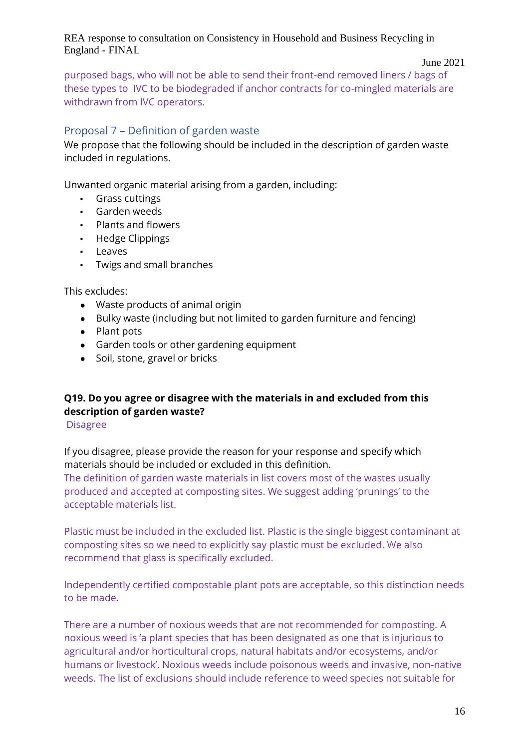purposed bags, who will not be able to send their front-end removed liners / bags of these types to IVC to be biodegraded if anchor contracts for co-mingled materials are withdrawn from IVC operators.

## Proposal 7 – Definition of garden waste

We propose that the following should be included in the description of garden waste included in regulations.

Unwanted organic material arising from a garden, including:

- Grass cuttings
- Garden weeds
- Plants and flowers
- Hedge Clippings
- Leaves
- Twigs and small branches

This excludes:

- Waste products of animal origin
- Bulky waste (including but not limited to garden furniture and fencing)
- Plant pots
- Garden tools or other gardening equipment
- Soil, stone, gravel or bricks

**Q19. Do you agree or disagree with the materials in and excluded from this description of garden waste?**

Disagree

If you disagree, please provide the reason for your response and specify which materials should be included or excluded in this definition.

The definition of garden waste materials in list covers most of the wastes usually produced and accepted at composting sites. We suggest adding 'prunings' to the acceptable materials list.

Plastic must be included in the excluded list. Plastic is the single biggest contaminant at composting sites so we need to explicitly say plastic must be excluded. We also recommend that glass is specifically excluded.

Independently certified compostable plant pots are acceptable, so this distinction needs to be made.

There are a number of noxious weeds that are not recommended for composting. A noxious weed is 'a plant species that has been designated as one that is injurious to agricultural and/or horticultural crops, natural habitats and/or ecosystems, and/or humans or livestock'. Noxious weeds include poisonous weeds and invasive, non-native weeds. The list of exclusions should include reference to weed species not suitable for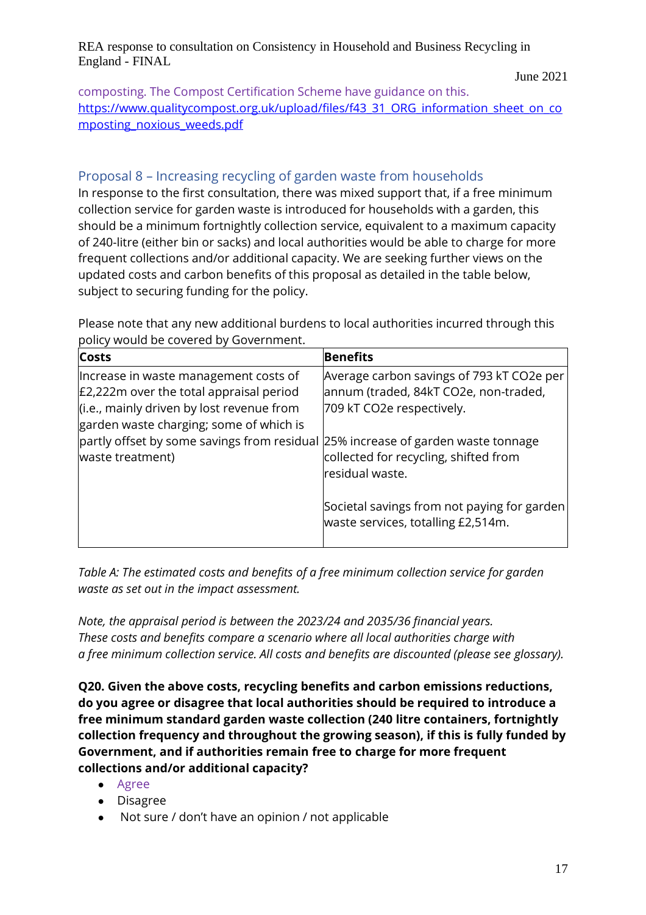composting. The Compost Certification Scheme have guidance on this. https://www.qualitycompost.org.uk/upload/files/f43_31_ORG_information_sheet_on_composting_noxious_weeds.pdf

## Proposal 8 – Increasing recycling of garden waste from households

In response to the first consultation, there was mixed support that, if a free minimum collection service for garden waste is introduced for households with a garden, this should be a minimum fortnightly collection service, equivalent to a maximum capacity of 240-litre (either bin or sacks) and local authorities would be able to charge for more frequent collections and/or additional capacity. We are seeking further views on the updated costs and carbon benefits of this proposal as detailed in the table below, subject to securing funding for the policy.

Please note that any new additional burdens to local authorities incurred through this policy would be covered by Government.

| Costs | Benefits |
|---|---|
| Increase in waste management costs of £2,222m over the total appraisal period (i.e., mainly driven by lost revenue from garden waste charging; some of which is partly offset by some savings from residual waste treatment) | Average carbon savings of 793 kT $CO_2e$ per annum (traded, 84kT $CO_2e$, non-traded, 709 kT $CO_2e$ respectively.<br><br>25% increase of garden waste tonnage collected for recycling, shifted from residual waste.<br><br>Societal savings from not paying for garden waste services, totalling £2,514m. |

*Table A: The estimated costs and benefits of a free minimum collection service for garden waste as set out in the impact assessment.*

*Note, the appraisal period is between the 2023/24 and 2035/36 financial years. These costs and benefits compare a scenario where all local authorities charge with a free minimum collection service. All costs and benefits are discounted (please see glossary).*

**Q20. Given the above costs, recycling benefits and carbon emissions reductions, do you agree or disagree that local authorities should be required to introduce a free minimum standard garden waste collection (240 litre containers, fortnightly collection frequency and throughout the growing season), if this is fully funded by Government, and if authorities remain free to charge for more frequent collections and/or additional capacity?**

- Agree
- Disagree
- Not sure / don't have an opinion / not applicable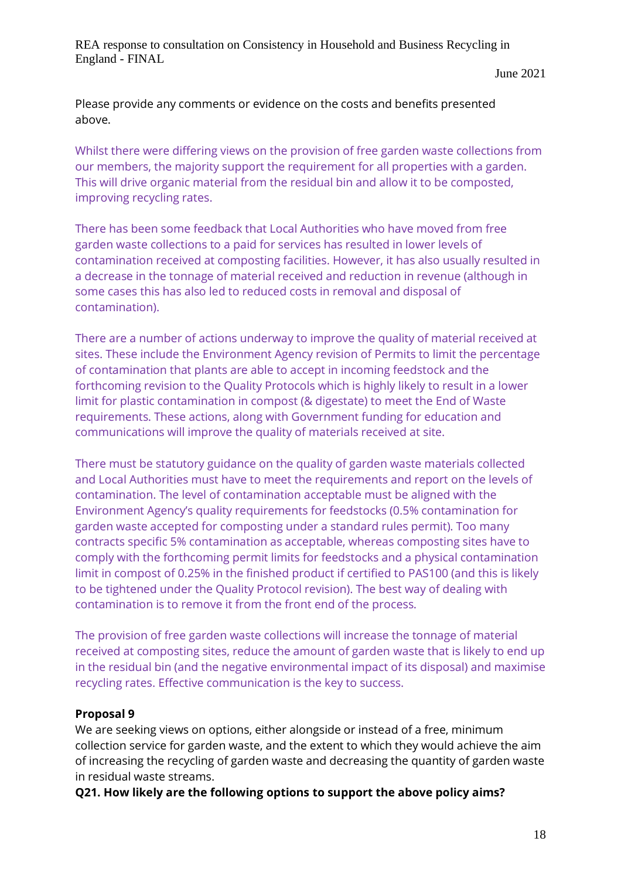Please provide any comments or evidence on the costs and benefits presented above.

Whilst there were differing views on the provision of free garden waste collections from our members, the majority support the requirement for all properties with a garden. This will drive organic material from the residual bin and allow it to be composted, improving recycling rates.

There has been some feedback that Local Authorities who have moved from free garden waste collections to a paid for services has resulted in lower levels of contamination received at composting facilities. However, it has also usually resulted in a decrease in the tonnage of material received and reduction in revenue (although in some cases this has also led to reduced costs in removal and disposal of contamination).

There are a number of actions underway to improve the quality of material received at sites. These include the Environment Agency revision of Permits to limit the percentage of contamination that plants are able to accept in incoming feedstock and the forthcoming revision to the Quality Protocols which is highly likely to result in a lower limit for plastic contamination in compost (& digestate) to meet the End of Waste requirements. These actions, along with Government funding for education and communications will improve the quality of materials received at site.

There must be statutory guidance on the quality of garden waste materials collected and Local Authorities must have to meet the requirements and report on the levels of contamination. The level of contamination acceptable must be aligned with the Environment Agency's quality requirements for feedstocks (0.5% contamination for garden waste accepted for composting under a standard rules permit). Too many contracts specific 5% contamination as acceptable, whereas composting sites have to comply with the forthcoming permit limits for feedstocks and a physical contamination limit in compost of 0.25% in the finished product if certified to PAS100 (and this is likely to be tightened under the Quality Protocol revision). The best way of dealing with contamination is to remove it from the front end of the process.

The provision of free garden waste collections will increase the tonnage of material received at composting sites, reduce the amount of garden waste that is likely to end up in the residual bin (and the negative environmental impact of its disposal) and maximise recycling rates. Effective communication is the key to success.

**Proposal 9**

We are seeking views on options, either alongside or instead of a free, minimum collection service for garden waste, and the extent to which they would achieve the aim of increasing the recycling of garden waste and decreasing the quantity of garden waste in residual waste streams.

**Q21. How likely are the following options to support the above policy aims?**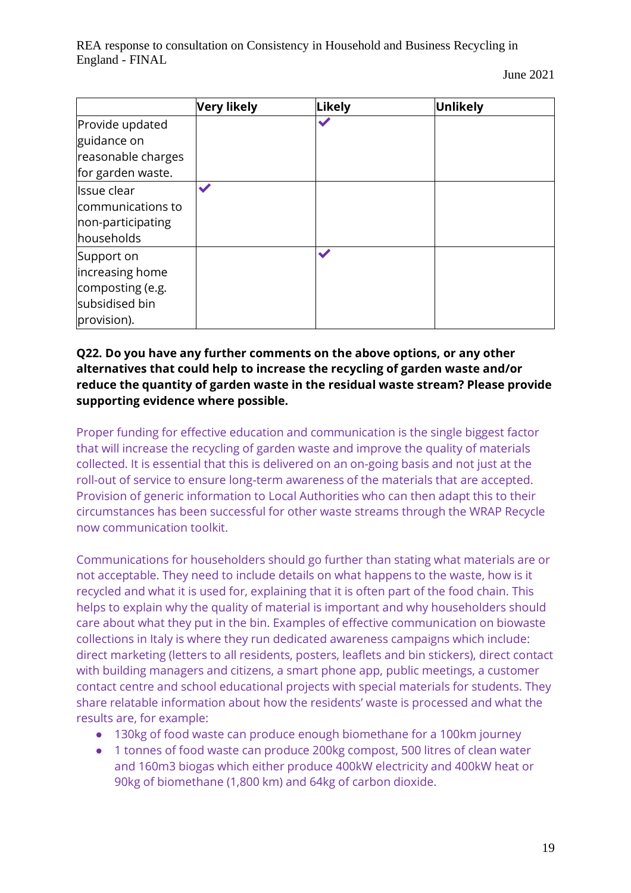|  | **Very likely** | **Likely** | **Unlikely** |
|---|---|---|---|
| Provide updated guidance on reasonable charges for garden waste. |  | ✔ |  |
| Issue clear communications to non-participating households | ✔ |  |  |
| Support on increasing home composting (e.g. subsidised bin provision). |  | ✔ |  |

**Q22. Do you have any further comments on the above options, or any other alternatives that could help to increase the recycling of garden waste and/or reduce the quantity of garden waste in the residual waste stream? Please provide supporting evidence where possible.**

Proper funding for effective education and communication is the single biggest factor that will increase the recycling of garden waste and improve the quality of materials collected. It is essential that this is delivered on an on-going basis and not just at the roll-out of service to ensure long-term awareness of the materials that are accepted. Provision of generic information to Local Authorities who can then adapt this to their circumstances has been successful for other waste streams through the WRAP Recycle now communication toolkit.

Communications for householders should go further than stating what materials are or not acceptable. They need to include details on what happens to the waste, how is it recycled and what it is used for, explaining that it is often part of the food chain. This helps to explain why the quality of material is important and why householders should care about what they put in the bin. Examples of effective communication on biowaste collections in Italy is where they run dedicated awareness campaigns which include: direct marketing (letters to all residents, posters, leaflets and bin stickers), direct contact with building managers and citizens, a smart phone app, public meetings, a customer contact centre and school educational projects with special materials for students. They share relatable information about how the residents' waste is processed and what the results are, for example:

- 130kg of food waste can produce enough biomethane for a 100km journey
- 1 tonnes of food waste can produce 200kg compost, 500 litres of clean water and 160m3 biogas which either produce 400kW electricity and 400kW heat or 90kg of biomethane (1,800 km) and 64kg of carbon dioxide.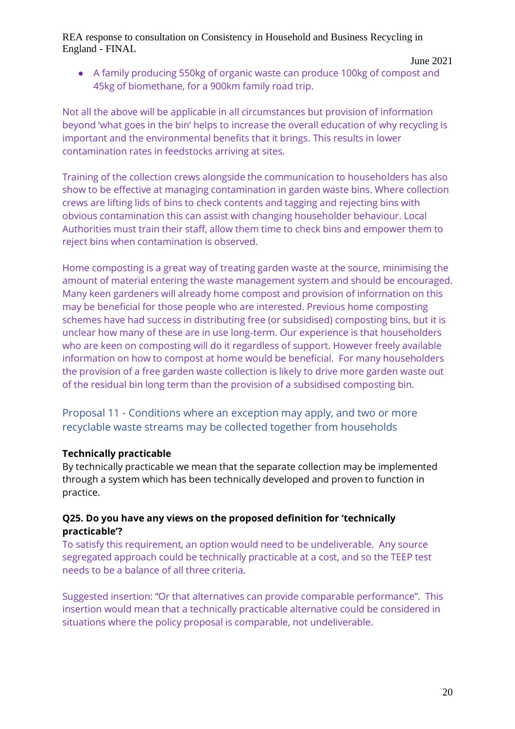- A family producing 550kg of organic waste can produce 100kg of compost and 45kg of biomethane, for a 900km family road trip.

Not all the above will be applicable in all circumstances but provision of information beyond 'what goes in the bin' helps to increase the overall education of why recycling is important and the environmental benefits that it brings. This results in lower contamination rates in feedstocks arriving at sites.

Training of the collection crews alongside the communication to householders has also show to be effective at managing contamination in garden waste bins. Where collection crews are lifting lids of bins to check contents and tagging and rejecting bins with obvious contamination this can assist with changing householder behaviour. Local Authorities must train their staff, allow them time to check bins and empower them to reject bins when contamination is observed.

Home composting is a great way of treating garden waste at the source, minimising the amount of material entering the waste management system and should be encouraged. Many keen gardeners will already home compost and provision of information on this may be beneficial for those people who are interested. Previous home composting schemes have had success in distributing free (or subsidised) composting bins, but it is unclear how many of these are in use long-term. Our experience is that householders who are keen on composting will do it regardless of support. However freely available information on how to compost at home would be beneficial.  For many householders the provision of a free garden waste collection is likely to drive more garden waste out of the residual bin long term than the provision of a subsidised composting bin.

## Proposal 11 - Conditions where an exception may apply, and two or more recyclable waste streams may be collected together from households

**Technically practicable**

By technically practicable we mean that the separate collection may be implemented through a system which has been technically developed and proven to function in practice.

**Q25. Do you have any views on the proposed definition for 'technically practicable'?**

To satisfy this requirement, an option would need to be undeliverable.  Any source segregated approach could be technically practicable at a cost, and so the TEEP test needs to be a balance of all three criteria.

Suggested insertion: "Or that alternatives can provide comparable performance".  This insertion would mean that a technically practicable alternative could be considered in situations where the policy proposal is comparable, not undeliverable.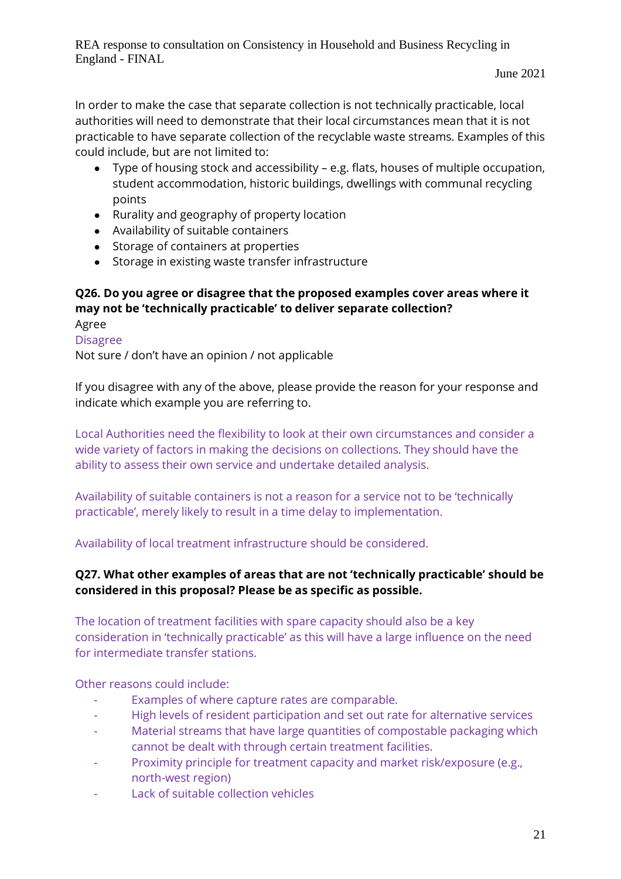In order to make the case that separate collection is not technically practicable, local authorities will need to demonstrate that their local circumstances mean that it is not practicable to have separate collection of the recyclable waste streams. Examples of this could include, but are not limited to:

- Type of housing stock and accessibility – e.g. flats, houses of multiple occupation, student accommodation, historic buildings, dwellings with communal recycling points
- Rurality and geography of property location
- Availability of suitable containers
- Storage of containers at properties
- Storage in existing waste transfer infrastructure

**Q26. Do you agree or disagree that the proposed examples cover areas where it may not be 'technically practicable' to deliver separate collection?**

Agree
Disagree
Not sure / don't have an opinion / not applicable

If you disagree with any of the above, please provide the reason for your response and indicate which example you are referring to.

Local Authorities need the flexibility to look at their own circumstances and consider a wide variety of factors in making the decisions on collections. They should have the ability to assess their own service and undertake detailed analysis.

Availability of suitable containers is not a reason for a service not to be 'technically practicable', merely likely to result in a time delay to implementation.

Availability of local treatment infrastructure should be considered.

**Q27. What other examples of areas that are not 'technically practicable' should be considered in this proposal? Please be as specific as possible.**

The location of treatment facilities with spare capacity should also be a key consideration in 'technically practicable' as this will have a large influence on the need for intermediate transfer stations.

Other reasons could include:

- Examples of where capture rates are comparable.
- High levels of resident participation and set out rate for alternative services
- Material streams that have large quantities of compostable packaging which cannot be dealt with through certain treatment facilities.
- Proximity principle for treatment capacity and market risk/exposure (e.g., north-west region)
- Lack of suitable collection vehicles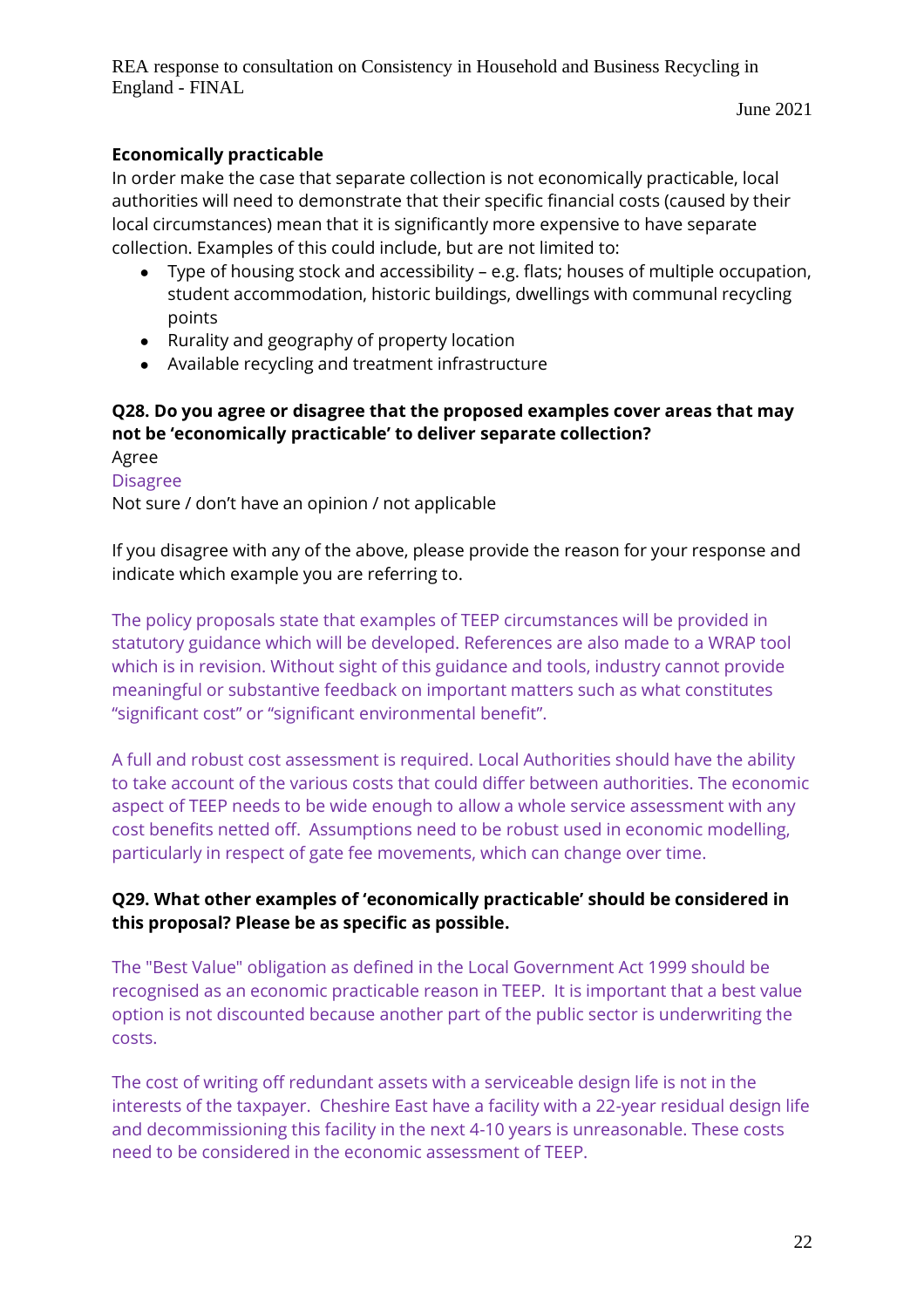**Economically practicable**

In order make the case that separate collection is not economically practicable, local authorities will need to demonstrate that their specific financial costs (caused by their local circumstances) mean that it is significantly more expensive to have separate collection. Examples of this could include, but are not limited to:

- Type of housing stock and accessibility – e.g. flats; houses of multiple occupation, student accommodation, historic buildings, dwellings with communal recycling points
- Rurality and geography of property location
- Available recycling and treatment infrastructure

**Q28. Do you agree or disagree that the proposed examples cover areas that may not be 'economically practicable' to deliver separate collection?**

Agree

Disagree

Not sure / don't have an opinion / not applicable

If you disagree with any of the above, please provide the reason for your response and indicate which example you are referring to.

The policy proposals state that examples of TEEP circumstances will be provided in statutory guidance which will be developed. References are also made to a WRAP tool which is in revision. Without sight of this guidance and tools, industry cannot provide meaningful or substantive feedback on important matters such as what constitutes "significant cost" or "significant environmental benefit".

A full and robust cost assessment is required. Local Authorities should have the ability to take account of the various costs that could differ between authorities. The economic aspect of TEEP needs to be wide enough to allow a whole service assessment with any cost benefits netted off. Assumptions need to be robust used in economic modelling, particularly in respect of gate fee movements, which can change over time.

**Q29. What other examples of 'economically practicable' should be considered in this proposal? Please be as specific as possible.**

The "Best Value" obligation as defined in the Local Government Act 1999 should be recognised as an economic practicable reason in TEEP. It is important that a best value option is not discounted because another part of the public sector is underwriting the costs.

The cost of writing off redundant assets with a serviceable design life is not in the interests of the taxpayer. Cheshire East have a facility with a 22-year residual design life and decommissioning this facility in the next 4-10 years is unreasonable. These costs need to be considered in the economic assessment of TEEP.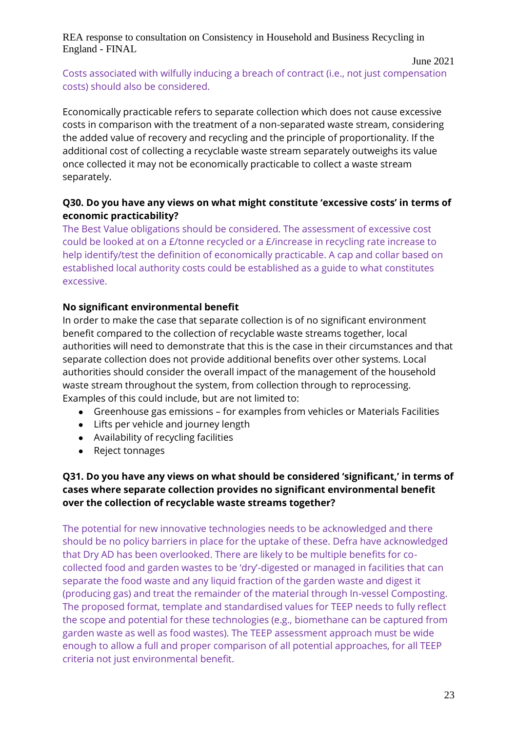Costs associated with wilfully inducing a breach of contract (i.e., not just compensation costs) should also be considered.

Economically practicable refers to separate collection which does not cause excessive costs in comparison with the treatment of a non-separated waste stream, considering the added value of recovery and recycling and the principle of proportionality. If the additional cost of collecting a recyclable waste stream separately outweighs its value once collected it may not be economically practicable to collect a waste stream separately.

**Q30. Do you have any views on what might constitute 'excessive costs' in terms of economic practicability?**

The Best Value obligations should be considered. The assessment of excessive cost could be looked at on a £/tonne recycled or a £/increase in recycling rate increase to help identify/test the definition of economically practicable. A cap and collar based on established local authority costs could be established as a guide to what constitutes excessive.

**No significant environmental benefit**

In order to make the case that separate collection is of no significant environment benefit compared to the collection of recyclable waste streams together, local authorities will need to demonstrate that this is the case in their circumstances and that separate collection does not provide additional benefits over other systems. Local authorities should consider the overall impact of the management of the household waste stream throughout the system, from collection through to reprocessing. Examples of this could include, but are not limited to:

- Greenhouse gas emissions – for examples from vehicles or Materials Facilities
- Lifts per vehicle and journey length
- Availability of recycling facilities
- Reject tonnages

**Q31. Do you have any views on what should be considered 'significant,' in terms of cases where separate collection provides no significant environmental benefit over the collection of recyclable waste streams together?**

The potential for new innovative technologies needs to be acknowledged and there should be no policy barriers in place for the uptake of these. Defra have acknowledged that Dry AD has been overlooked. There are likely to be multiple benefits for co-collected food and garden wastes to be 'dry'-digested or managed in facilities that can separate the food waste and any liquid fraction of the garden waste and digest it (producing gas) and treat the remainder of the material through In-vessel Composting. The proposed format, template and standardised values for TEEP needs to fully reflect the scope and potential for these technologies (e.g., biomethane can be captured from garden waste as well as food wastes). The TEEP assessment approach must be wide enough to allow a full and proper comparison of all potential approaches, for all TEEP criteria not just environmental benefit.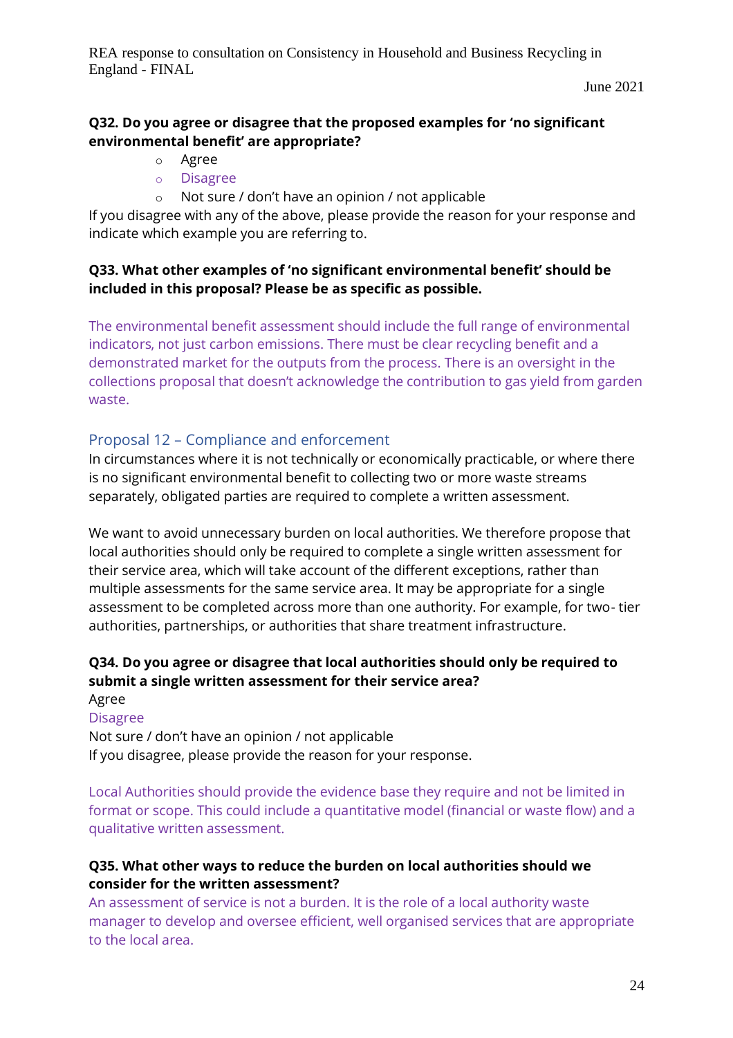**Q32. Do you agree or disagree that the proposed examples for 'no significant environmental benefit' are appropriate?**

- Agree
- Disagree
- Not sure / don't have an opinion / not applicable

If you disagree with any of the above, please provide the reason for your response and indicate which example you are referring to.

**Q33. What other examples of 'no significant environmental benefit' should be included in this proposal? Please be as specific as possible.**

The environmental benefit assessment should include the full range of environmental indicators, not just carbon emissions. There must be clear recycling benefit and a demonstrated market for the outputs from the process. There is an oversight in the collections proposal that doesn't acknowledge the contribution to gas yield from garden waste.

## Proposal 12 – Compliance and enforcement

In circumstances where it is not technically or economically practicable, or where there is no significant environmental benefit to collecting two or more waste streams separately, obligated parties are required to complete a written assessment.

We want to avoid unnecessary burden on local authorities. We therefore propose that local authorities should only be required to complete a single written assessment for their service area, which will take account of the different exceptions, rather than multiple assessments for the same service area. It may be appropriate for a single assessment to be completed across more than one authority. For example, for two- tier authorities, partnerships, or authorities that share treatment infrastructure.

**Q34. Do you agree or disagree that local authorities should only be required to submit a single written assessment for their service area?**

Agree
Disagree
Not sure / don't have an opinion / not applicable
If you disagree, please provide the reason for your response.

Local Authorities should provide the evidence base they require and not be limited in format or scope. This could include a quantitative model (financial or waste flow) and a qualitative written assessment.

**Q35. What other ways to reduce the burden on local authorities should we consider for the written assessment?**

An assessment of service is not a burden. It is the role of a local authority waste manager to develop and oversee efficient, well organised services that are appropriate to the local area.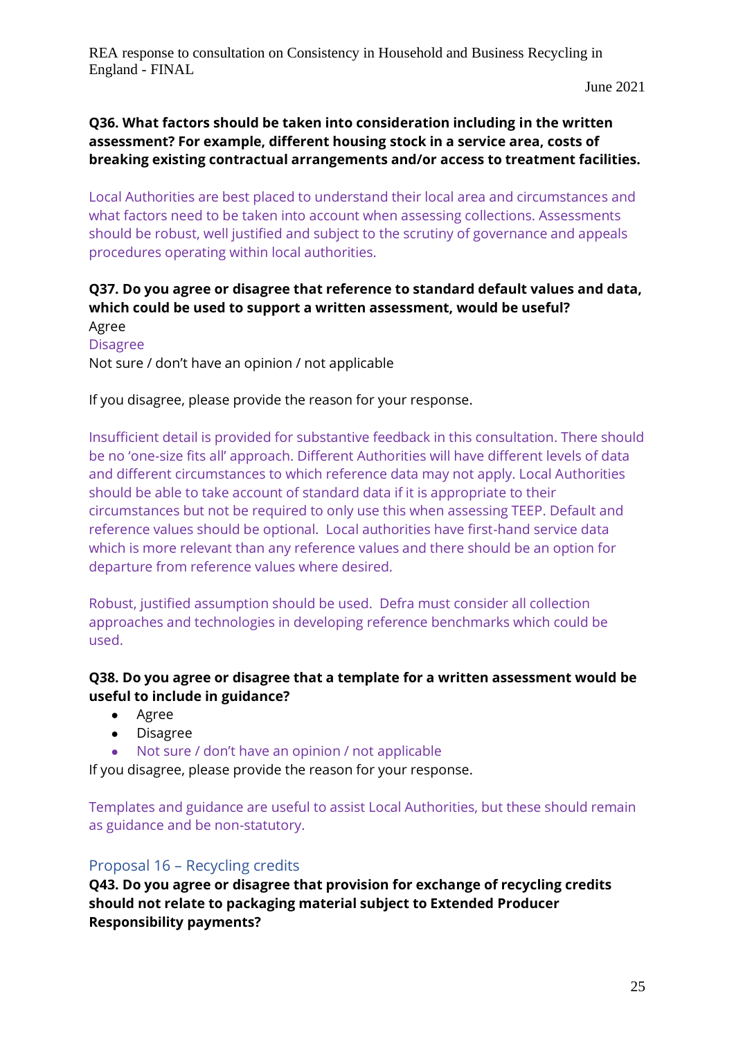**Q36. What factors should be taken into consideration including in the written assessment? For example, different housing stock in a service area, costs of breaking existing contractual arrangements and/or access to treatment facilities.**

Local Authorities are best placed to understand their local area and circumstances and what factors need to be taken into account when assessing collections. Assessments should be robust, well justified and subject to the scrutiny of governance and appeals procedures operating within local authorities.

**Q37. Do you agree or disagree that reference to standard default values and data, which could be used to support a written assessment, would be useful?**

Agree

Disagree

Not sure / don't have an opinion / not applicable

If you disagree, please provide the reason for your response.

Insufficient detail is provided for substantive feedback in this consultation. There should be no 'one-size fits all' approach. Different Authorities will have different levels of data and different circumstances to which reference data may not apply. Local Authorities should be able to take account of standard data if it is appropriate to their circumstances but not be required to only use this when assessing TEEP. Default and reference values should be optional. Local authorities have first-hand service data which is more relevant than any reference values and there should be an option for departure from reference values where desired.

Robust, justified assumption should be used. Defra must consider all collection approaches and technologies in developing reference benchmarks which could be used.

**Q38. Do you agree or disagree that a template for a written assessment would be useful to include in guidance?**

- Agree
- Disagree
- Not sure / don't have an opinion / not applicable

If you disagree, please provide the reason for your response.

Templates and guidance are useful to assist Local Authorities, but these should remain as guidance and be non-statutory.

## Proposal 16 – Recycling credits

**Q43. Do you agree or disagree that provision for exchange of recycling credits should not relate to packaging material subject to Extended Producer Responsibility payments?**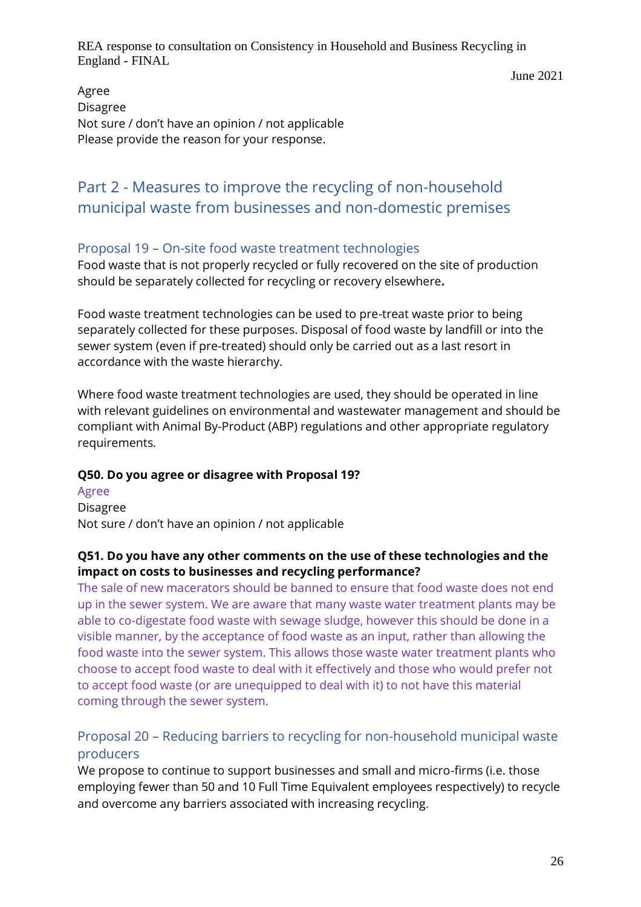Agree
Disagree
Not sure / don't have an opinion / not applicable
Please provide the reason for your response.

## Part 2 - Measures to improve the recycling of non-household municipal waste from businesses and non-domestic premises

### Proposal 19 – On-site food waste treatment technologies

Food waste that is not properly recycled or fully recovered on the site of production should be separately collected for recycling or recovery elsewhere**.**

Food waste treatment technologies can be used to pre-treat waste prior to being separately collected for these purposes. Disposal of food waste by landfill or into the sewer system (even if pre-treated) should only be carried out as a last resort in accordance with the waste hierarchy.

Where food waste treatment technologies are used, they should be operated in line with relevant guidelines on environmental and wastewater management and should be compliant with Animal By-Product (ABP) regulations and other appropriate regulatory requirements.

**Q50. Do you agree or disagree with Proposal 19?**

Agree
Disagree
Not sure / don't have an opinion / not applicable

**Q51. Do you have any other comments on the use of these technologies and the impact on costs to businesses and recycling performance?**

The sale of new macerators should be banned to ensure that food waste does not end up in the sewer system. We are aware that many waste water treatment plants may be able to co-digestate food waste with sewage sludge, however this should be done in a visible manner, by the acceptance of food waste as an input, rather than allowing the food waste into the sewer system. This allows those waste water treatment plants who choose to accept food waste to deal with it effectively and those who would prefer not to accept food waste (or are unequipped to deal with it) to not have this material coming through the sewer system.

### Proposal 20 – Reducing barriers to recycling for non-household municipal waste producers

We propose to continue to support businesses and small and micro-firms (i.e. those employing fewer than 50 and 10 Full Time Equivalent employees respectively) to recycle and overcome any barriers associated with increasing recycling.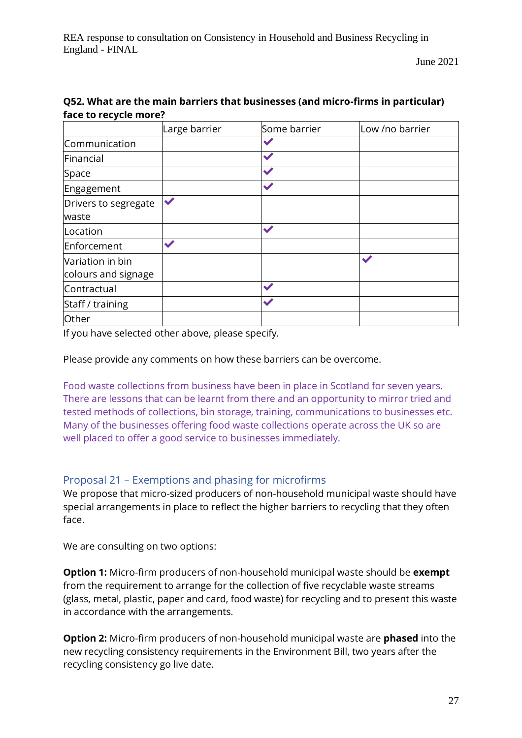**Q52. What are the main barriers that businesses (and micro-firms in particular) face to recycle more?**

| | Large barrier | Some barrier | Low /no barrier |
|---|---|---|---|
| Communication | | ✔ | |
| Financial | | ✔ | |
| Space | | ✔ | |
| Engagement | | ✔ | |
| Drivers to segregate waste | ✔ | | |
| Location | | ✔ | |
| Enforcement | ✔ | | |
| Variation in bin colours and signage | | | ✔ |
| Contractual | | ✔ | |
| Staff / training | | ✔ | |
| Other | | | |

If you have selected other above, please specify.

Please provide any comments on how these barriers can be overcome.

Food waste collections from business have been in place in Scotland for seven years. There are lessons that can be learnt from there and an opportunity to mirror tried and tested methods of collections, bin storage, training, communications to businesses etc. Many of the businesses offering food waste collections operate across the UK so are well placed to offer a good service to businesses immediately.

## Proposal 21 – Exemptions and phasing for microfirms

We propose that micro-sized producers of non-household municipal waste should have special arrangements in place to reflect the higher barriers to recycling that they often face.

We are consulting on two options:

**Option 1:** Micro-firm producers of non-household municipal waste should be **exempt** from the requirement to arrange for the collection of five recyclable waste streams (glass, metal, plastic, paper and card, food waste) for recycling and to present this waste in accordance with the arrangements.

**Option 2:** Micro-firm producers of non-household municipal waste are **phased** into the new recycling consistency requirements in the Environment Bill, two years after the recycling consistency go live date.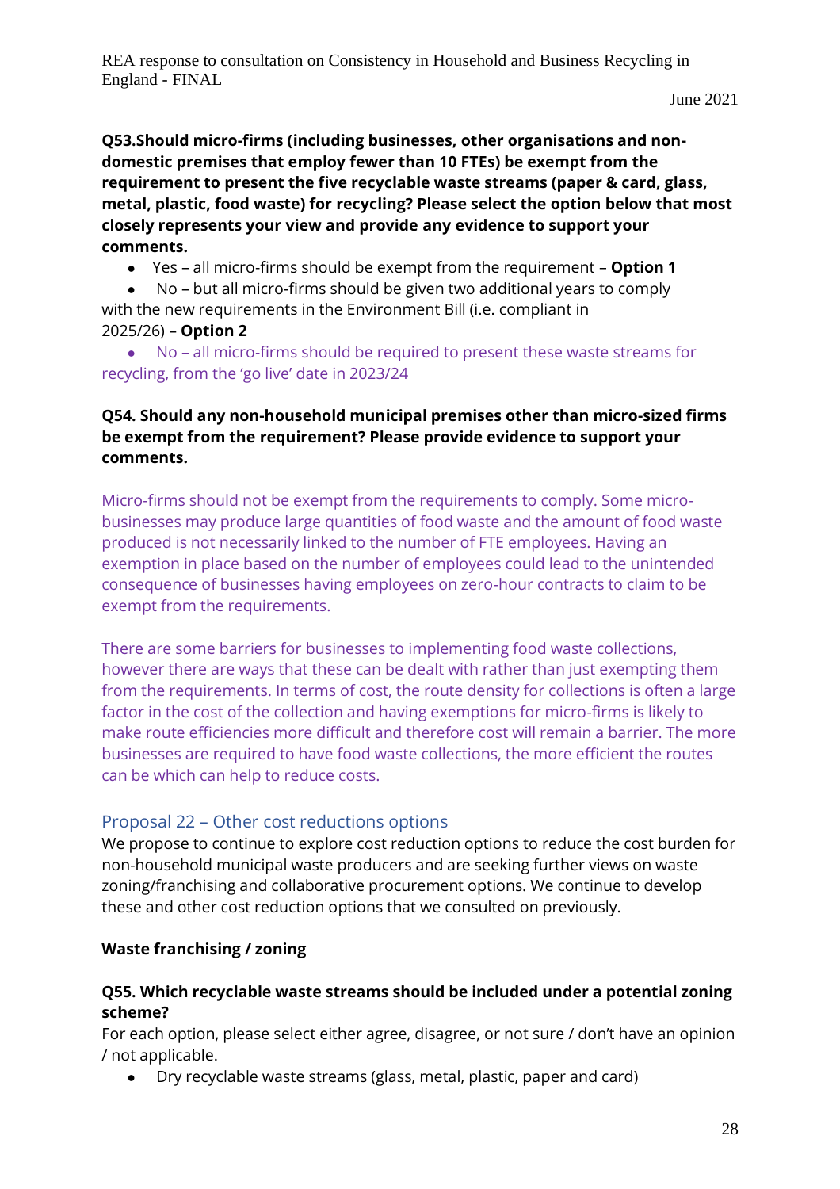**Q53.Should micro-firms (including businesses, other organisations and non-domestic premises that employ fewer than 10 FTEs) be exempt from the requirement to present the five recyclable waste streams (paper & card, glass, metal, plastic, food waste) for recycling? Please select the option below that most closely represents your view and provide any evidence to support your comments.**

- Yes – all micro-firms should be exempt from the requirement – **Option 1**
- No – but all micro-firms should be given two additional years to comply with the new requirements in the Environment Bill (i.e. compliant in 2025/26) – **Option 2**
- No – all micro-firms should be required to present these waste streams for recycling, from the 'go live' date in 2023/24

**Q54. Should any non-household municipal premises other than micro-sized firms be exempt from the requirement? Please provide evidence to support your comments.**

Micro-firms should not be exempt from the requirements to comply. Some micro-businesses may produce large quantities of food waste and the amount of food waste produced is not necessarily linked to the number of FTE employees. Having an exemption in place based on the number of employees could lead to the unintended consequence of businesses having employees on zero-hour contracts to claim to be exempt from the requirements.

There are some barriers for businesses to implementing food waste collections, however there are ways that these can be dealt with rather than just exempting them from the requirements. In terms of cost, the route density for collections is often a large factor in the cost of the collection and having exemptions for micro-firms is likely to make route efficiencies more difficult and therefore cost will remain a barrier. The more businesses are required to have food waste collections, the more efficient the routes can be which can help to reduce costs.

## Proposal 22 – Other cost reductions options

We propose to continue to explore cost reduction options to reduce the cost burden for non-household municipal waste producers and are seeking further views on waste zoning/franchising and collaborative procurement options. We continue to develop these and other cost reduction options that we consulted on previously.

**Waste franchising / zoning**

**Q55. Which recyclable waste streams should be included under a potential zoning scheme?**

For each option, please select either agree, disagree, or not sure / don't have an opinion / not applicable.

- Dry recyclable waste streams (glass, metal, plastic, paper and card)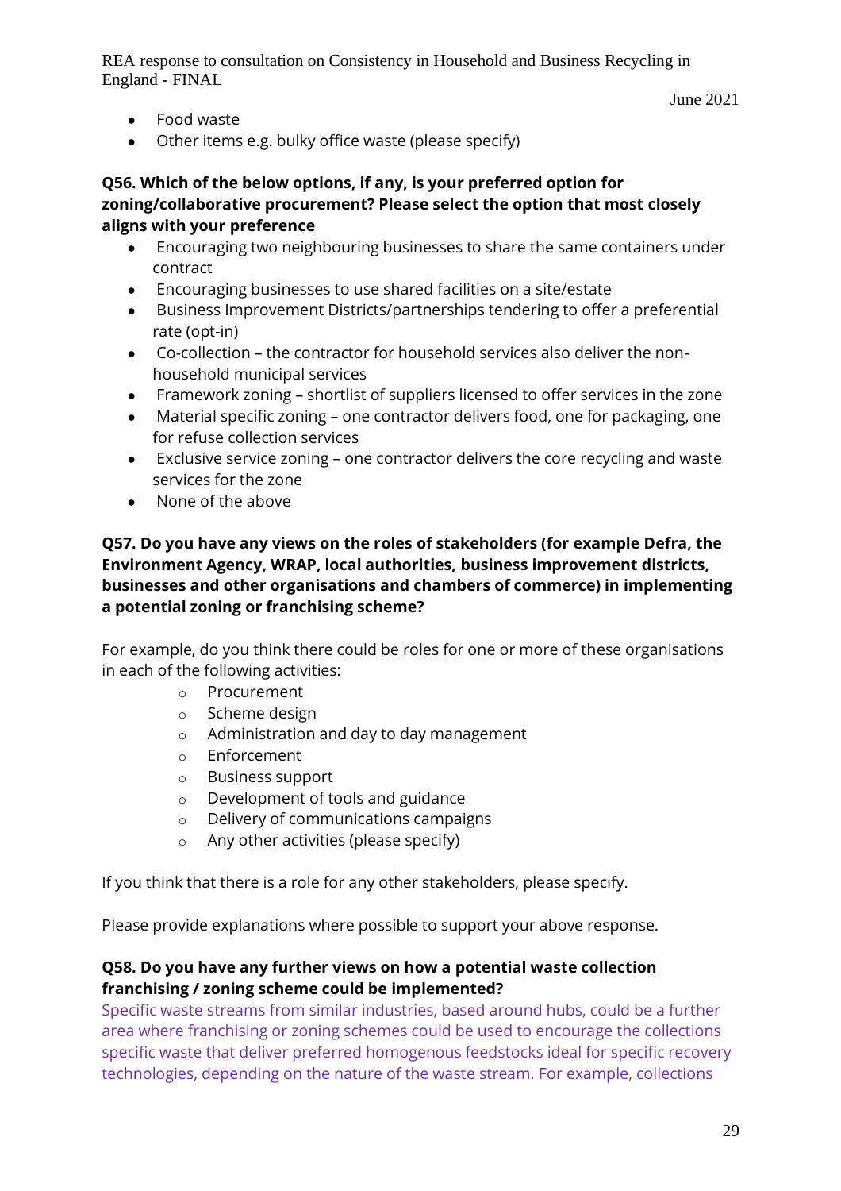- Food waste
- Other items e.g. bulky office waste (please specify)

**Q56. Which of the below options, if any, is your preferred option for zoning/collaborative procurement? Please select the option that most closely aligns with your preference**

- Encouraging two neighbouring businesses to share the same containers under contract
- Encouraging businesses to use shared facilities on a site/estate
- Business Improvement Districts/partnerships tendering to offer a preferential rate (opt-in)
- Co-collection – the contractor for household services also deliver the non-household municipal services
- Framework zoning – shortlist of suppliers licensed to offer services in the zone
- Material specific zoning – one contractor delivers food, one for packaging, one for refuse collection services
- Exclusive service zoning – one contractor delivers the core recycling and waste services for the zone
- None of the above

**Q57. Do you have any views on the roles of stakeholders (for example Defra, the Environment Agency, WRAP, local authorities, business improvement districts, businesses and other organisations and chambers of commerce) in implementing a potential zoning or franchising scheme?**

For example, do you think there could be roles for one or more of these organisations in each of the following activities:

- Procurement
- Scheme design
- Administration and day to day management
- Enforcement
- Business support
- Development of tools and guidance
- Delivery of communications campaigns
- Any other activities (please specify)

If you think that there is a role for any other stakeholders, please specify.

Please provide explanations where possible to support your above response.

**Q58. Do you have any further views on how a potential waste collection franchising / zoning scheme could be implemented?**

Specific waste streams from similar industries, based around hubs, could be a further area where franchising or zoning schemes could be used to encourage the collections specific waste that deliver preferred homogenous feedstocks ideal for specific recovery technologies, depending on the nature of the waste stream. For example, collections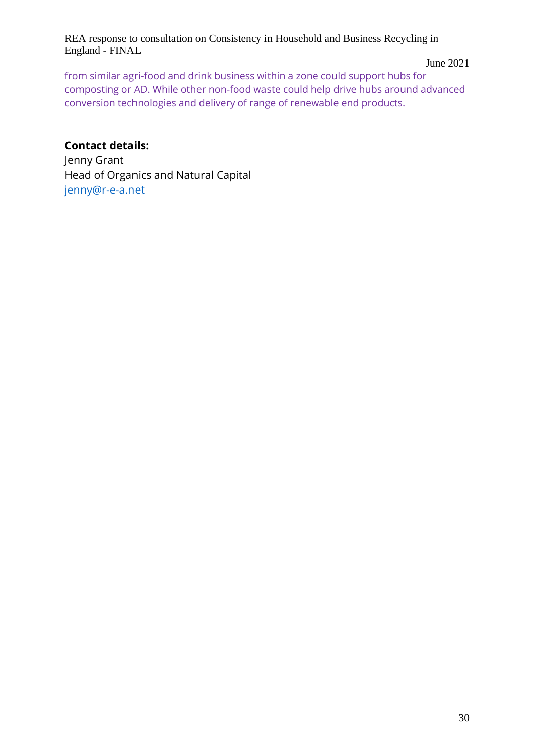from similar agri-food and drink business within a zone could support hubs for composting or AD. While other non-food waste could help drive hubs around advanced conversion technologies and delivery of range of renewable end products.

**Contact details:**
Jenny Grant
Head of Organics and Natural Capital
[jenny@r-e-a.net](mailto:jenny@r-e-a.net)